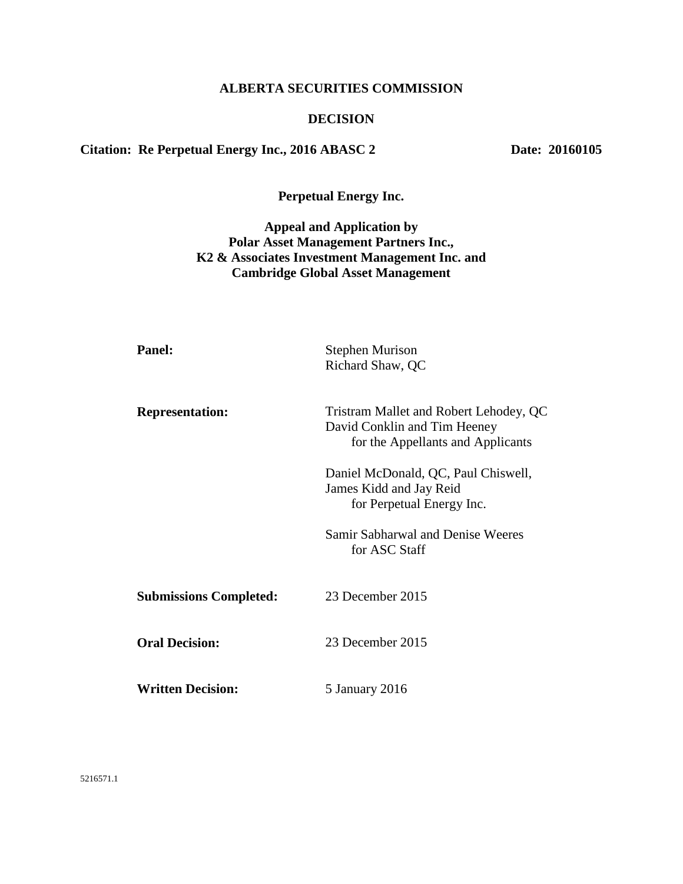**ALBERTA SECURITIES COMMISSION**

**DECISION**

**Citation: Re Perpetual Energy Inc., 2016 ABASC 2** **Date: 20160105**

**Perpetual Energy Inc.**

**Appeal and Application by**
**Polar Asset Management Partners Inc.,**
**K2 & Associates Investment Management Inc. and**
**Cambridge Global Asset Management**

**Panel:** Stephen Murison
Richard Shaw, QC

**Representation:** Tristram Mallet and Robert Lehodey, QC
David Conklin and Tim Heeney
for the Appellants and Applicants

Daniel McDonald, QC, Paul Chiswell,
James Kidd and Jay Reid
for Perpetual Energy Inc.

Samir Sabharwal and Denise Weeres
for ASC Staff

**Submissions Completed:** 23 December 2015

**Oral Decision:** 23 December 2015

**Written Decision:** 5 January 2016

5216571.1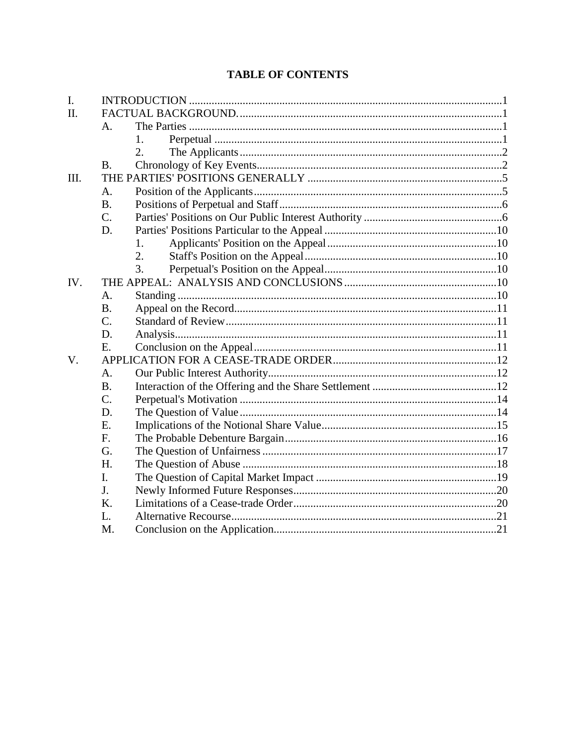## TABLE OF CONTENTS

- I. INTRODUCTION ........ 1
- II. FACTUAL BACKGROUND. ........ 1
  - A. The Parties ........ 1
    - 1. Perpetual ........ 1
    - 2. The Applicants ........ 2
  - B. Chronology of Key Events ........ 2
- III. THE PARTIES' POSITIONS GENERALLY ........ 5
  - A. Position of the Applicants ........ 5
  - B. Positions of Perpetual and Staff ........ 6
  - C. Parties' Positions on Our Public Interest Authority ........ 6
  - D. Parties' Positions Particular to the Appeal ........ 10
    - 1. Applicants' Position on the Appeal ........ 10
    - 2. Staff's Position on the Appeal ........ 10
    - 3. Perpetual's Position on the Appeal ........ 10
- IV. THE APPEAL: ANALYSIS AND CONCLUSIONS ........ 10
  - A. Standing ........ 10
  - B. Appeal on the Record ........ 11
  - C. Standard of Review ........ 11
  - D. Analysis ........ 11
  - E. Conclusion on the Appeal ........ 11
- V. APPLICATION FOR A CEASE-TRADE ORDER ........ 12
  - A. Our Public Interest Authority ........ 12
  - B. Interaction of the Offering and the Share Settlement ........ 12
  - C. Perpetual's Motivation ........ 14
  - D. The Question of Value ........ 14
  - E. Implications of the Notional Share Value ........ 15
  - F. The Probable Debenture Bargain ........ 16
  - G. The Question of Unfairness ........ 17
  - H. The Question of Abuse ........ 18
  - I. The Question of Capital Market Impact ........ 19
  - J. Newly Informed Future Responses ........ 20
  - K. Limitations of a Cease-trade Order ........ 20
  - L. Alternative Recourse ........ 21
  - M. Conclusion on the Application ........ 21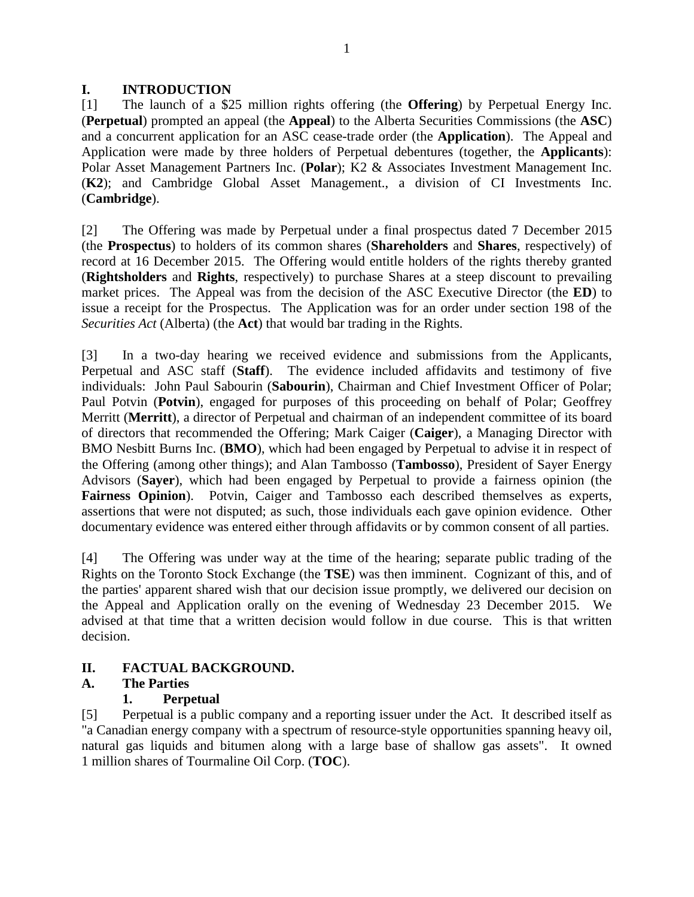# I. INTRODUCTION

[1] The launch of a $25 million rights offering (the **Offering**) by Perpetual Energy Inc. (**Perpetual**) prompted an appeal (the **Appeal**) to the Alberta Securities Commissions (the **ASC**) and a concurrent application for an ASC cease-trade order (the **Application**). The Appeal and Application were made by three holders of Perpetual debentures (together, the **Applicants**): Polar Asset Management Partners Inc. (**Polar**); K2 & Associates Investment Management Inc. (**K2**); and Cambridge Global Asset Management., a division of CI Investments Inc. (**Cambridge**).

[2] The Offering was made by Perpetual under a final prospectus dated 7 December 2015 (the **Prospectus**) to holders of its common shares (**Shareholders** and **Shares**, respectively) of record at 16 December 2015. The Offering would entitle holders of the rights thereby granted (**Rightsholders** and **Rights**, respectively) to purchase Shares at a steep discount to prevailing market prices. The Appeal was from the decision of the ASC Executive Director (the **ED**) to issue a receipt for the Prospectus. The Application was for an order under section 198 of the *Securities Act* (Alberta) (the **Act**) that would bar trading in the Rights.

[3] In a two-day hearing we received evidence and submissions from the Applicants, Perpetual and ASC staff (**Staff**). The evidence included affidavits and testimony of five individuals: John Paul Sabourin (**Sabourin**), Chairman and Chief Investment Officer of Polar; Paul Potvin (**Potvin**), engaged for purposes of this proceeding on behalf of Polar; Geoffrey Merritt (**Merritt**), a director of Perpetual and chairman of an independent committee of its board of directors that recommended the Offering; Mark Caiger (**Caiger**), a Managing Director with BMO Nesbitt Burns Inc. (**BMO**), which had been engaged by Perpetual to advise it in respect of the Offering (among other things); and Alan Tambosso (**Tambosso**), President of Sayer Energy Advisors (**Sayer**), which had been engaged by Perpetual to provide a fairness opinion (the **Fairness Opinion**). Potvin, Caiger and Tambosso each described themselves as experts, assertions that were not disputed; as such, those individuals each gave opinion evidence. Other documentary evidence was entered either through affidavits or by common consent of all parties.

[4] The Offering was under way at the time of the hearing; separate public trading of the Rights on the Toronto Stock Exchange (the **TSE**) was then imminent. Cognizant of this, and of the parties' apparent shared wish that our decision issue promptly, we delivered our decision on the Appeal and Application orally on the evening of Wednesday 23 December 2015. We advised at that time that a written decision would follow in due course. This is that written decision.

# II. FACTUAL BACKGROUND.

## A. The Parties

### 1. Perpetual

[5] Perpetual is a public company and a reporting issuer under the Act. It described itself as "a Canadian energy company with a spectrum of resource-style opportunities spanning heavy oil, natural gas liquids and bitumen along with a large base of shallow gas assets". It owned 1 million shares of Tourmaline Oil Corp. (**TOC**).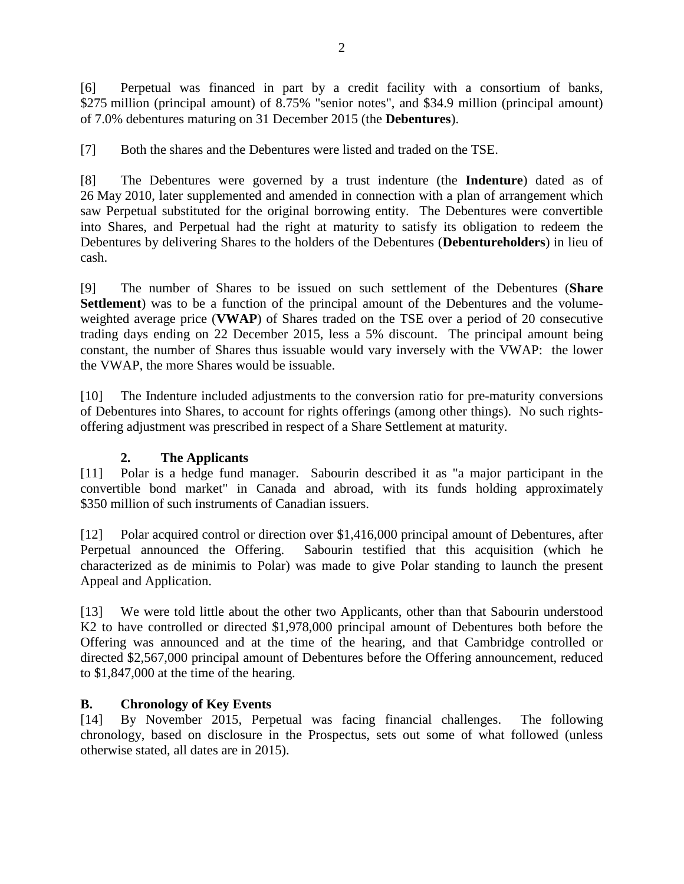[6] Perpetual was financed in part by a credit facility with a consortium of banks, $275 million (principal amount) of 8.75% "senior notes", and $34.9 million (principal amount) of 7.0% debentures maturing on 31 December 2015 (the **Debentures**).

[7] Both the shares and the Debentures were listed and traded on the TSE.

[8] The Debentures were governed by a trust indenture (the **Indenture**) dated as of 26 May 2010, later supplemented and amended in connection with a plan of arrangement which saw Perpetual substituted for the original borrowing entity. The Debentures were convertible into Shares, and Perpetual had the right at maturity to satisfy its obligation to redeem the Debentures by delivering Shares to the holders of the Debentures (**Debentureholders**) in lieu of cash.

[9] The number of Shares to be issued on such settlement of the Debentures (**Share Settlement**) was to be a function of the principal amount of the Debentures and the volume-weighted average price (**VWAP**) of Shares traded on the TSE over a period of 20 consecutive trading days ending on 22 December 2015, less a 5% discount. The principal amount being constant, the number of Shares thus issuable would vary inversely with the VWAP: the lower the VWAP, the more Shares would be issuable.

[10] The Indenture included adjustments to the conversion ratio for pre-maturity conversions of Debentures into Shares, to account for rights offerings (among other things). No such rights-offering adjustment was prescribed in respect of a Share Settlement at maturity.

### 2. The Applicants

[11] Polar is a hedge fund manager. Sabourin described it as "a major participant in the convertible bond market" in Canada and abroad, with its funds holding approximately $350 million of such instruments of Canadian issuers.

[12] Polar acquired control or direction over $1,416,000 principal amount of Debentures, after Perpetual announced the Offering. Sabourin testified that this acquisition (which he characterized as de minimis to Polar) was made to give Polar standing to launch the present Appeal and Application.

[13] We were told little about the other two Applicants, other than that Sabourin understood K2 to have controlled or directed $1,978,000 principal amount of Debentures both before the Offering was announced and at the time of the hearing, and that Cambridge controlled or directed $2,567,000 principal amount of Debentures before the Offering announcement, reduced to $1,847,000 at the time of the hearing.

## B. Chronology of Key Events

[14] By November 2015, Perpetual was facing financial challenges. The following chronology, based on disclosure in the Prospectus, sets out some of what followed (unless otherwise stated, all dates are in 2015).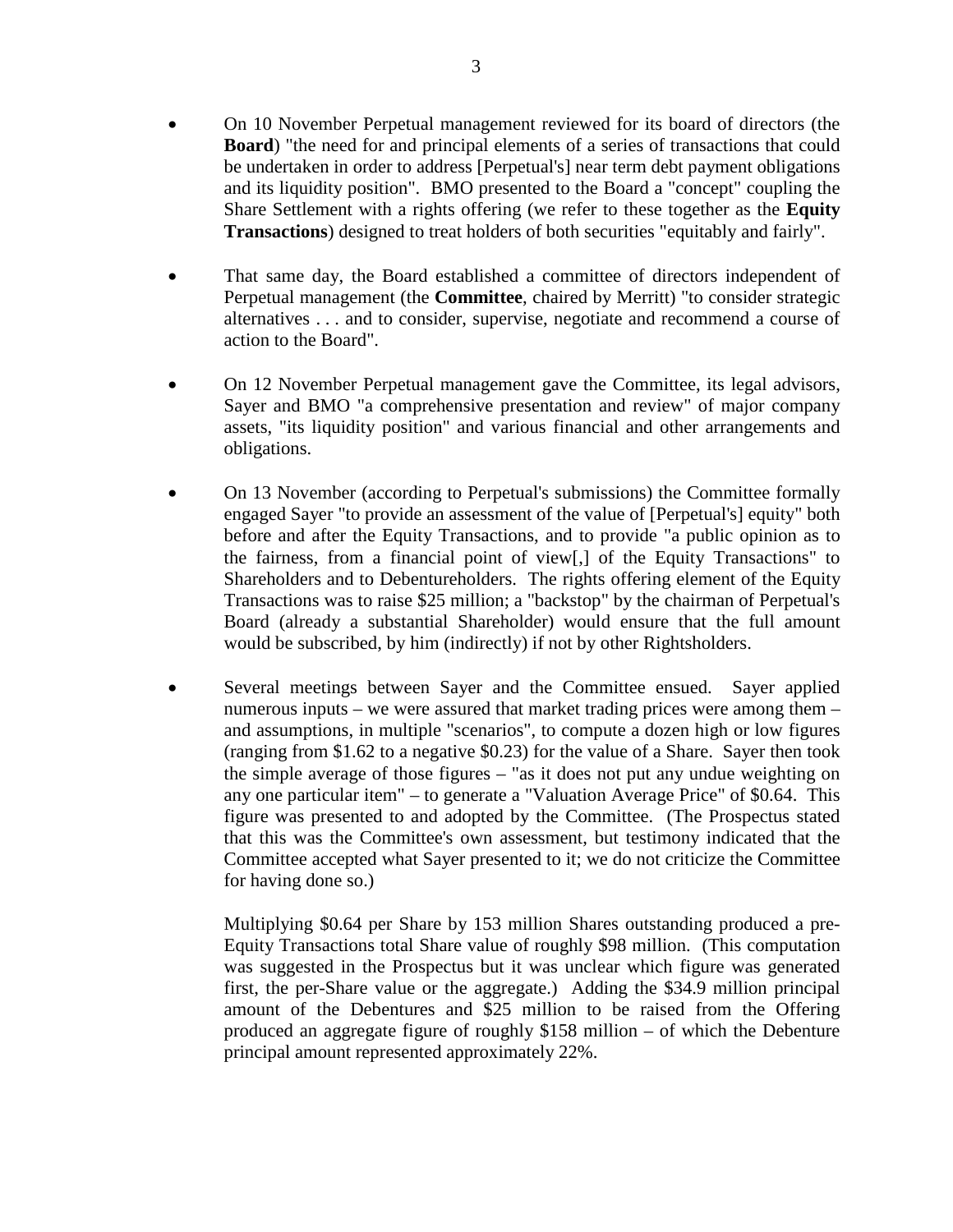- On 10 November Perpetual management reviewed for its board of directors (the **Board**) "the need for and principal elements of a series of transactions that could be undertaken in order to address [Perpetual's] near term debt payment obligations and its liquidity position". BMO presented to the Board a "concept" coupling the Share Settlement with a rights offering (we refer to these together as the **Equity Transactions**) designed to treat holders of both securities "equitably and fairly".

- That same day, the Board established a committee of directors independent of Perpetual management (the **Committee**, chaired by Merritt) "to consider strategic alternatives . . . and to consider, supervise, negotiate and recommend a course of action to the Board".

- On 12 November Perpetual management gave the Committee, its legal advisors, Sayer and BMO "a comprehensive presentation and review" of major company assets, "its liquidity position" and various financial and other arrangements and obligations.

- On 13 November (according to Perpetual's submissions) the Committee formally engaged Sayer "to provide an assessment of the value of [Perpetual's] equity" both before and after the Equity Transactions, and to provide "a public opinion as to the fairness, from a financial point of view[,] of the Equity Transactions" to Shareholders and to Debentureholders. The rights offering element of the Equity Transactions was to raise $25 million; a "backstop" by the chairman of Perpetual's Board (already a substantial Shareholder) would ensure that the full amount would be subscribed, by him (indirectly) if not by other Rightsholders.

- Several meetings between Sayer and the Committee ensued. Sayer applied numerous inputs – we were assured that market trading prices were among them – and assumptions, in multiple "scenarios", to compute a dozen high or low figures (ranging from $1.62 to a negative $0.23) for the value of a Share. Sayer then took the simple average of those figures – "as it does not put any undue weighting on any one particular item" – to generate a "Valuation Average Price" of $0.64. This figure was presented to and adopted by the Committee. (The Prospectus stated that this was the Committee's own assessment, but testimony indicated that the Committee accepted what Sayer presented to it; we do not criticize the Committee for having done so.)

  Multiplying $0.64 per Share by 153 million Shares outstanding produced a pre-Equity Transactions total Share value of roughly $98 million. (This computation was suggested in the Prospectus but it was unclear which figure was generated first, the per-Share value or the aggregate.) Adding the $34.9 million principal amount of the Debentures and $25 million to be raised from the Offering produced an aggregate figure of roughly $158 million – of which the Debenture principal amount represented approximately 22%.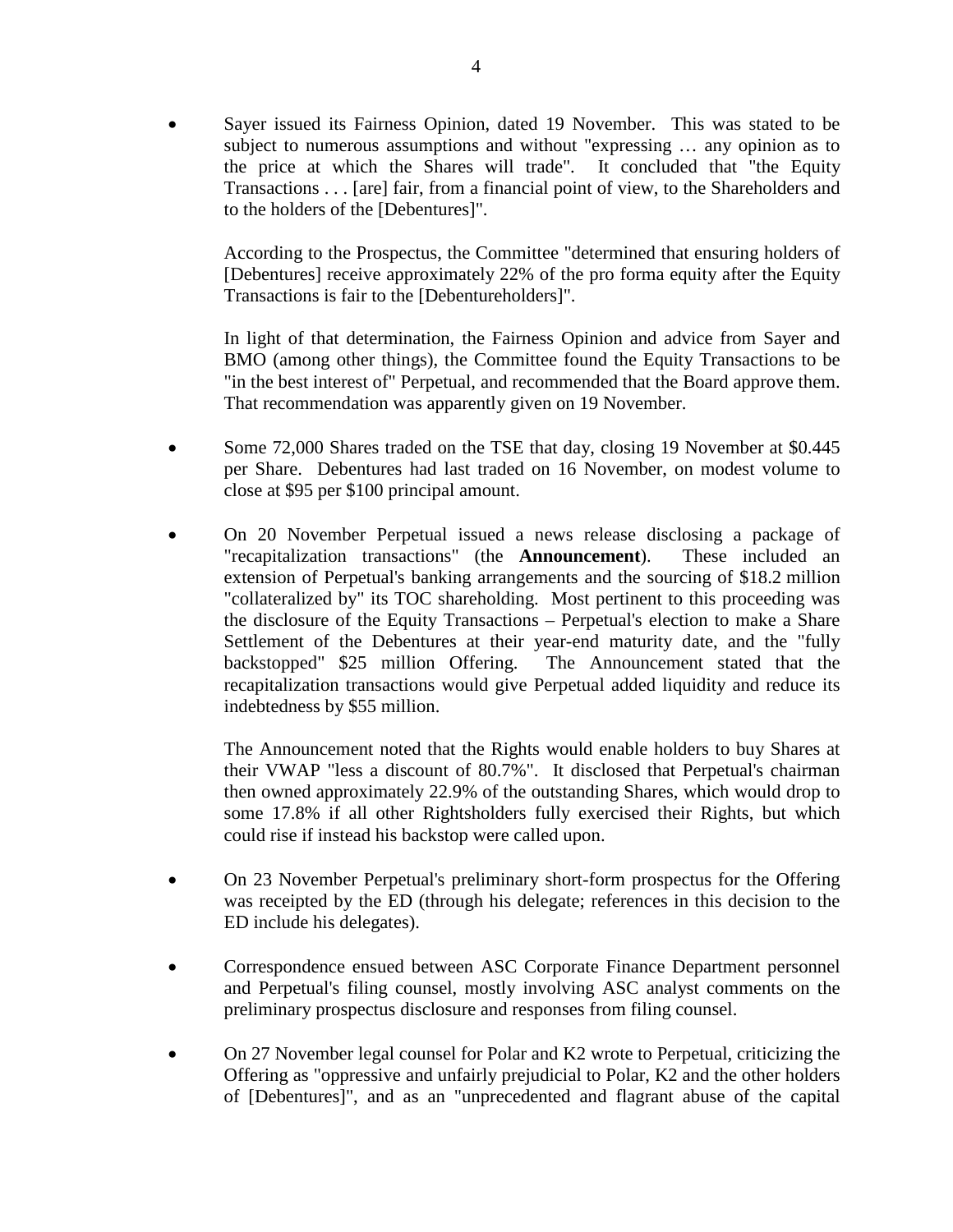- Sayer issued its Fairness Opinion, dated 19 November. This was stated to be subject to numerous assumptions and without "expressing … any opinion as to the price at which the Shares will trade". It concluded that "the Equity Transactions . . . [are] fair, from a financial point of view, to the Shareholders and to the holders of the [Debentures]".

  According to the Prospectus, the Committee "determined that ensuring holders of [Debentures] receive approximately 22% of the pro forma equity after the Equity Transactions is fair to the [Debentureholders]".

  In light of that determination, the Fairness Opinion and advice from Sayer and BMO (among other things), the Committee found the Equity Transactions to be "in the best interest of" Perpetual, and recommended that the Board approve them. That recommendation was apparently given on 19 November.

- Some 72,000 Shares traded on the TSE that day, closing 19 November at $0.445 per Share. Debentures had last traded on 16 November, on modest volume to close at $95 per $100 principal amount.

- On 20 November Perpetual issued a news release disclosing a package of "recapitalization transactions" (the **Announcement**). These included an extension of Perpetual's banking arrangements and the sourcing of $18.2 million "collateralized by" its TOC shareholding. Most pertinent to this proceeding was the disclosure of the Equity Transactions – Perpetual's election to make a Share Settlement of the Debentures at their year-end maturity date, and the "fully backstopped" $25 million Offering. The Announcement stated that the recapitalization transactions would give Perpetual added liquidity and reduce its indebtedness by $55 million.

  The Announcement noted that the Rights would enable holders to buy Shares at their VWAP "less a discount of 80.7%". It disclosed that Perpetual's chairman then owned approximately 22.9% of the outstanding Shares, which would drop to some 17.8% if all other Rightsholders fully exercised their Rights, but which could rise if instead his backstop were called upon.

- On 23 November Perpetual's preliminary short-form prospectus for the Offering was receipted by the ED (through his delegate; references in this decision to the ED include his delegates).

- Correspondence ensued between ASC Corporate Finance Department personnel and Perpetual's filing counsel, mostly involving ASC analyst comments on the preliminary prospectus disclosure and responses from filing counsel.

- On 27 November legal counsel for Polar and K2 wrote to Perpetual, criticizing the Offering as "oppressive and unfairly prejudicial to Polar, K2 and the other holders of [Debentures]", and as an "unprecedented and flagrant abuse of the capital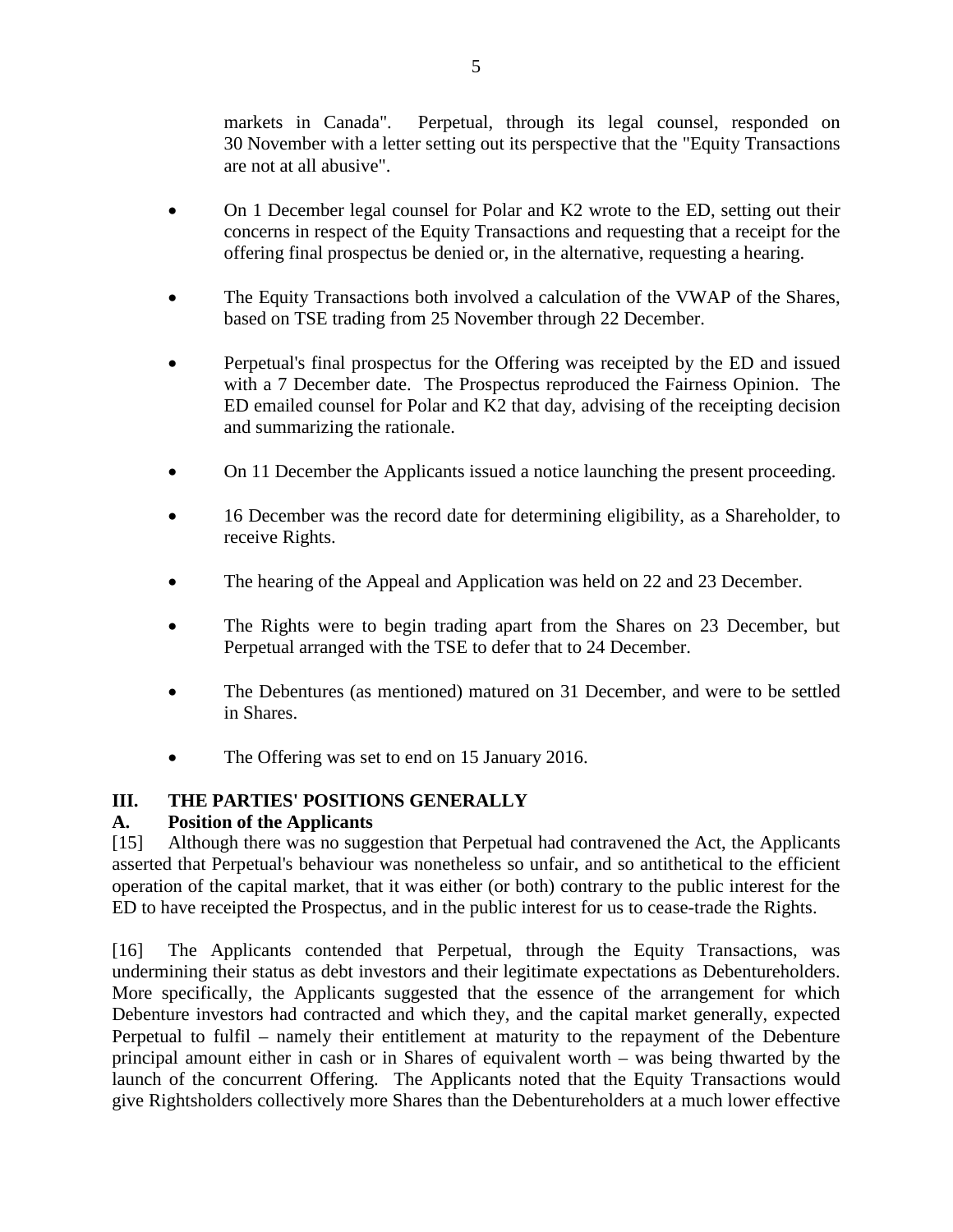markets in Canada". Perpetual, through its legal counsel, responded on 30 November with a letter setting out its perspective that the "Equity Transactions are not at all abusive".

- On 1 December legal counsel for Polar and K2 wrote to the ED, setting out their concerns in respect of the Equity Transactions and requesting that a receipt for the offering final prospectus be denied or, in the alternative, requesting a hearing.

- The Equity Transactions both involved a calculation of the VWAP of the Shares, based on TSE trading from 25 November through 22 December.

- Perpetual's final prospectus for the Offering was receipted by the ED and issued with a 7 December date. The Prospectus reproduced the Fairness Opinion. The ED emailed counsel for Polar and K2 that day, advising of the receipting decision and summarizing the rationale.

- On 11 December the Applicants issued a notice launching the present proceeding.

- 16 December was the record date for determining eligibility, as a Shareholder, to receive Rights.

- The hearing of the Appeal and Application was held on 22 and 23 December.

- The Rights were to begin trading apart from the Shares on 23 December, but Perpetual arranged with the TSE to defer that to 24 December.

- The Debentures (as mentioned) matured on 31 December, and were to be settled in Shares.

- The Offering was set to end on 15 January 2016.

## III. THE PARTIES' POSITIONS GENERALLY

### A. Position of the Applicants

[15] Although there was no suggestion that Perpetual had contravened the Act, the Applicants asserted that Perpetual's behaviour was nonetheless so unfair, and so antithetical to the efficient operation of the capital market, that it was either (or both) contrary to the public interest for the ED to have receipted the Prospectus, and in the public interest for us to cease-trade the Rights.

[16] The Applicants contended that Perpetual, through the Equity Transactions, was undermining their status as debt investors and their legitimate expectations as Debentureholders. More specifically, the Applicants suggested that the essence of the arrangement for which Debenture investors had contracted and which they, and the capital market generally, expected Perpetual to fulfil – namely their entitlement at maturity to the repayment of the Debenture principal amount either in cash or in Shares of equivalent worth – was being thwarted by the launch of the concurrent Offering. The Applicants noted that the Equity Transactions would give Rightsholders collectively more Shares than the Debentureholders at a much lower effective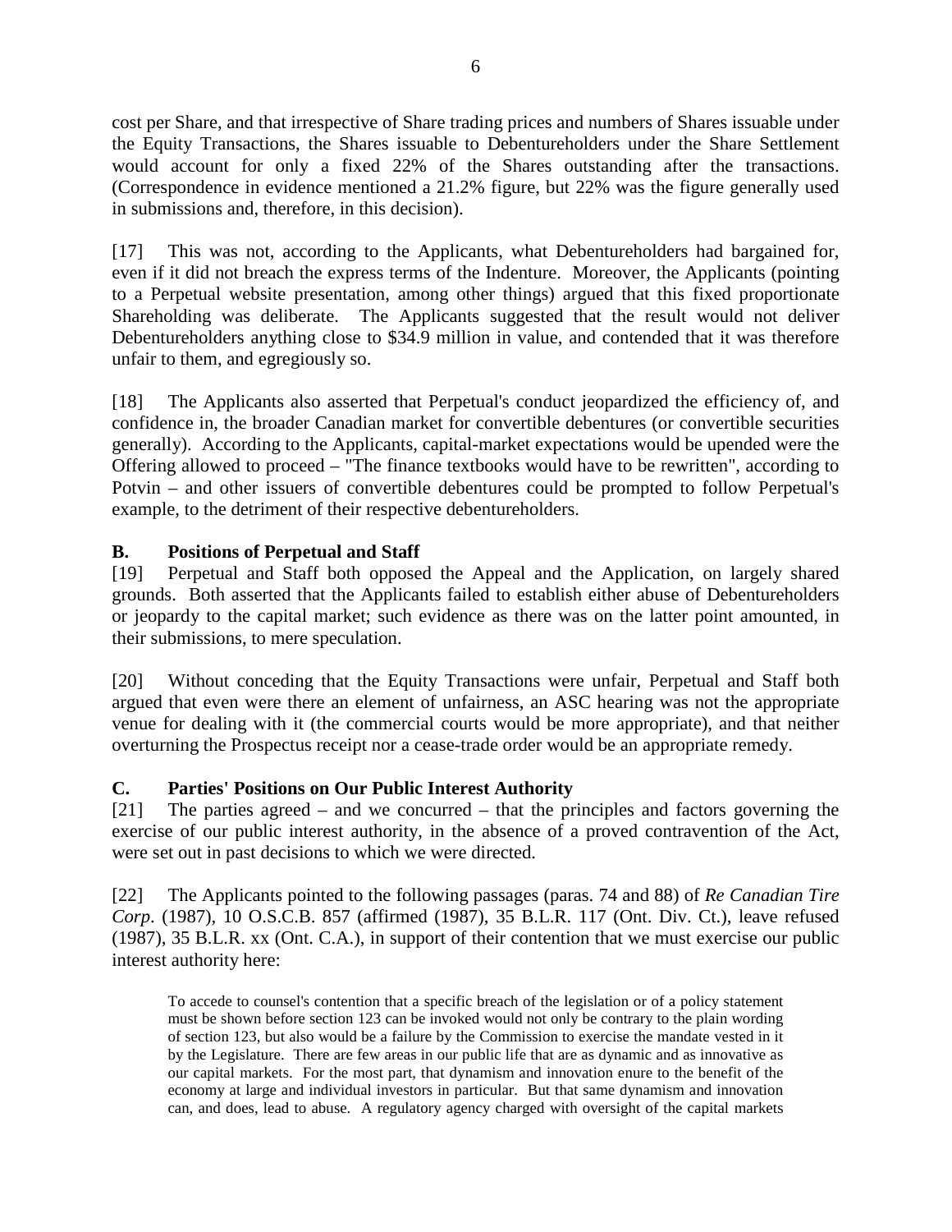cost per Share, and that irrespective of Share trading prices and numbers of Shares issuable under the Equity Transactions, the Shares issuable to Debentureholders under the Share Settlement would account for only a fixed 22% of the Shares outstanding after the transactions. (Correspondence in evidence mentioned a 21.2% figure, but 22% was the figure generally used in submissions and, therefore, in this decision).

[17] This was not, according to the Applicants, what Debentureholders had bargained for, even if it did not breach the express terms of the Indenture. Moreover, the Applicants (pointing to a Perpetual website presentation, among other things) argued that this fixed proportionate Shareholding was deliberate. The Applicants suggested that the result would not deliver Debentureholders anything close to $34.9 million in value, and contended that it was therefore unfair to them, and egregiously so.

[18] The Applicants also asserted that Perpetual's conduct jeopardized the efficiency of, and confidence in, the broader Canadian market for convertible debentures (or convertible securities generally). According to the Applicants, capital-market expectations would be upended were the Offering allowed to proceed – "The finance textbooks would have to be rewritten", according to Potvin – and other issuers of convertible debentures could be prompted to follow Perpetual's example, to the detriment of their respective debentureholders.

### B. Positions of Perpetual and Staff

[19] Perpetual and Staff both opposed the Appeal and the Application, on largely shared grounds. Both asserted that the Applicants failed to establish either abuse of Debentureholders or jeopardy to the capital market; such evidence as there was on the latter point amounted, in their submissions, to mere speculation.

[20] Without conceding that the Equity Transactions were unfair, Perpetual and Staff both argued that even were there an element of unfairness, an ASC hearing was not the appropriate venue for dealing with it (the commercial courts would be more appropriate), and that neither overturning the Prospectus receipt nor a cease-trade order would be an appropriate remedy.

### C. Parties' Positions on Our Public Interest Authority

[21] The parties agreed – and we concurred – that the principles and factors governing the exercise of our public interest authority, in the absence of a proved contravention of the Act, were set out in past decisions to which we were directed.

[22] The Applicants pointed to the following passages (paras. 74 and 88) of *Re Canadian Tire Corp*. (1987), 10 O.S.C.B. 857 (affirmed (1987), 35 B.L.R. 117 (Ont. Div. Ct.), leave refused (1987), 35 B.L.R. xx (Ont. C.A.), in support of their contention that we must exercise our public interest authority here:

> To accede to counsel's contention that a specific breach of the legislation or of a policy statement must be shown before section 123 can be invoked would not only be contrary to the plain wording of section 123, but also would be a failure by the Commission to exercise the mandate vested in it by the Legislature. There are few areas in our public life that are as dynamic and as innovative as our capital markets. For the most part, that dynamism and innovation enure to the benefit of the economy at large and individual investors in particular. But that same dynamism and innovation can, and does, lead to abuse. A regulatory agency charged with oversight of the capital markets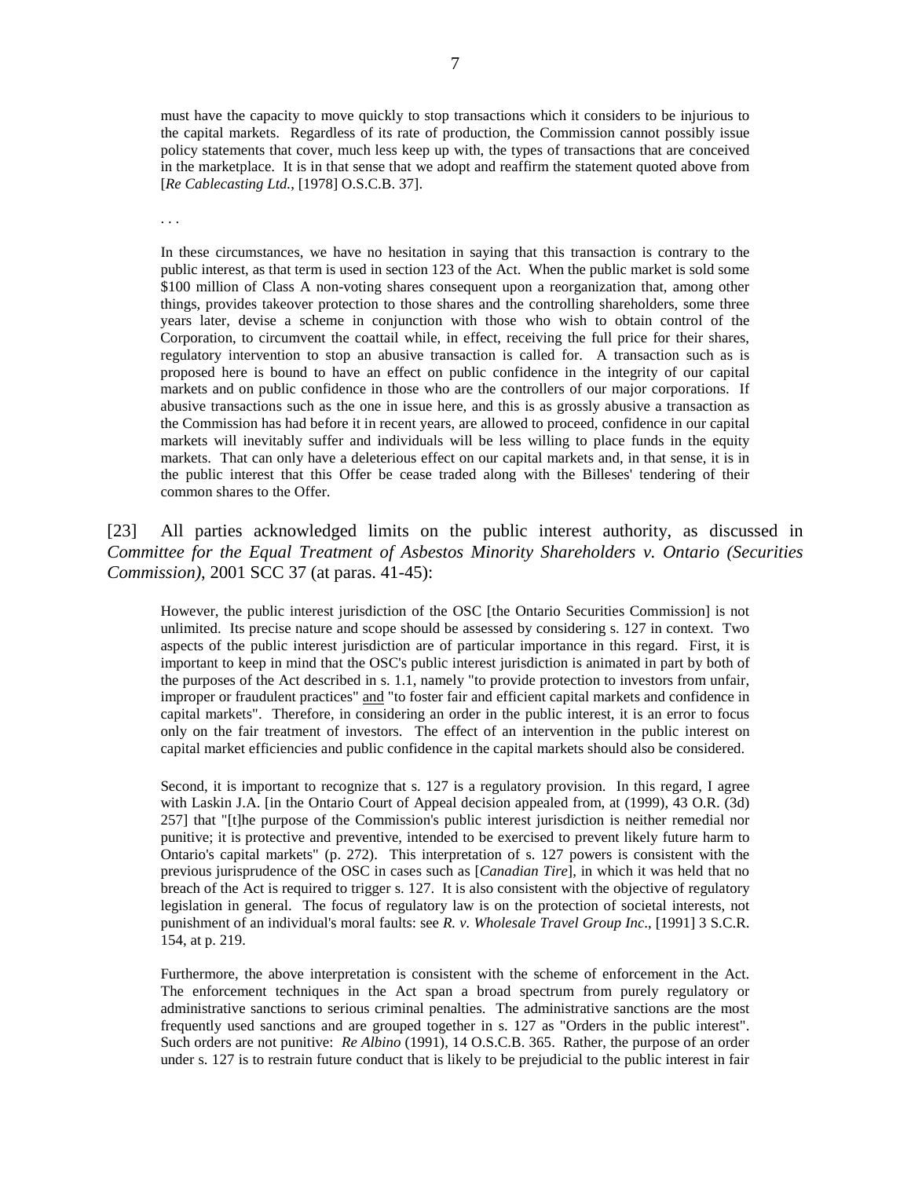> must have the capacity to move quickly to stop transactions which it considers to be injurious to the capital markets. Regardless of its rate of production, the Commission cannot possibly issue policy statements that cover, much less keep up with, the types of transactions that are conceived in the marketplace. It is in that sense that we adopt and reaffirm the statement quoted above from [*Re Cablecasting Ltd.*, [1978] O.S.C.B. 37].
>
> . . .
>
> In these circumstances, we have no hesitation in saying that this transaction is contrary to the public interest, as that term is used in section 123 of the Act. When the public market is sold some $100 million of Class A non-voting shares consequent upon a reorganization that, among other things, provides takeover protection to those shares and the controlling shareholders, some three years later, devise a scheme in conjunction with those who wish to obtain control of the Corporation, to circumvent the coattail while, in effect, receiving the full price for their shares, regulatory intervention to stop an abusive transaction is called for. A transaction such as is proposed here is bound to have an effect on public confidence in the integrity of our capital markets and on public confidence in those who are the controllers of our major corporations. If abusive transactions such as the one in issue here, and this is as grossly abusive a transaction as the Commission has had before it in recent years, are allowed to proceed, confidence in our capital markets will inevitably suffer and individuals will be less willing to place funds in the equity markets. That can only have a deleterious effect on our capital markets and, in that sense, it is in the public interest that this Offer be cease traded along with the Billeses' tendering of their common shares to the Offer.

[23] All parties acknowledged limits on the public interest authority, as discussed in *Committee for the Equal Treatment of Asbestos Minority Shareholders v. Ontario (Securities Commission)*, 2001 SCC 37 (at paras. 41-45):

> However, the public interest jurisdiction of the OSC [the Ontario Securities Commission] is not unlimited. Its precise nature and scope should be assessed by considering s. 127 in context. Two aspects of the public interest jurisdiction are of particular importance in this regard. First, it is important to keep in mind that the OSC's public interest jurisdiction is animated in part by both of the purposes of the Act described in s. 1.1, namely "to provide protection to investors from unfair, improper or fraudulent practices" <u>and</u> "to foster fair and efficient capital markets and confidence in capital markets". Therefore, in considering an order in the public interest, it is an error to focus only on the fair treatment of investors. The effect of an intervention in the public interest on capital market efficiencies and public confidence in the capital markets should also be considered.
>
> Second, it is important to recognize that s. 127 is a regulatory provision. In this regard, I agree with Laskin J.A. [in the Ontario Court of Appeal decision appealed from, at (1999), 43 O.R. (3d) 257] that "[t]he purpose of the Commission's public interest jurisdiction is neither remedial nor punitive; it is protective and preventive, intended to be exercised to prevent likely future harm to Ontario's capital markets" (p. 272). This interpretation of s. 127 powers is consistent with the previous jurisprudence of the OSC in cases such as [*Canadian Tire*], in which it was held that no breach of the Act is required to trigger s. 127. It is also consistent with the objective of regulatory legislation in general. The focus of regulatory law is on the protection of societal interests, not punishment of an individual's moral faults: see *R. v. Wholesale Travel Group Inc.*, [1991] 3 S.C.R. 154, at p. 219.
>
> Furthermore, the above interpretation is consistent with the scheme of enforcement in the Act. The enforcement techniques in the Act span a broad spectrum from purely regulatory or administrative sanctions to serious criminal penalties. The administrative sanctions are the most frequently used sanctions and are grouped together in s. 127 as "Orders in the public interest". Such orders are not punitive: *Re Albino* (1991), 14 O.S.C.B. 365. Rather, the purpose of an order under s. 127 is to restrain future conduct that is likely to be prejudicial to the public interest in fair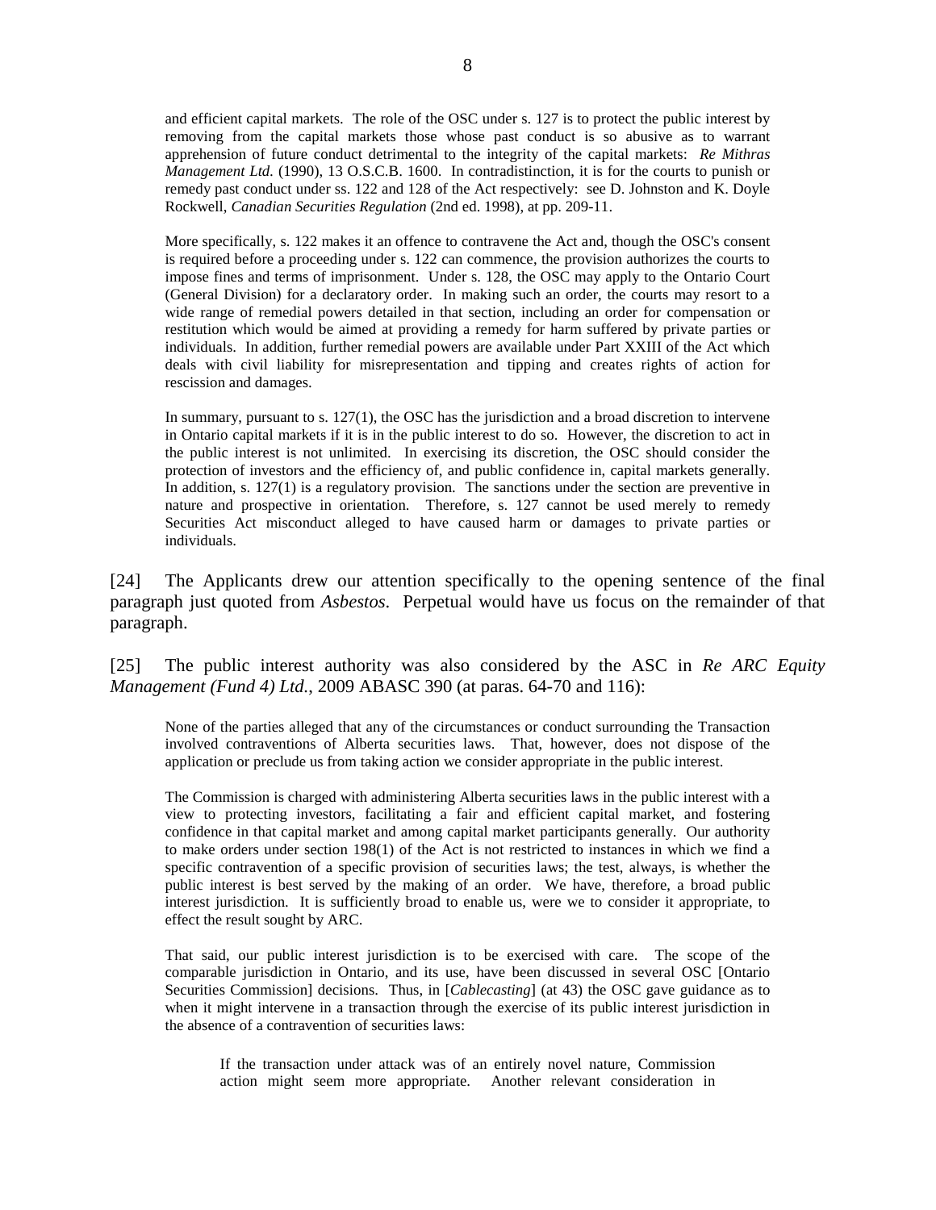> and efficient capital markets. The role of the OSC under s. 127 is to protect the public interest by removing from the capital markets those whose past conduct is so abusive as to warrant apprehension of future conduct detrimental to the integrity of the capital markets: *Re Mithras Management Ltd.* (1990), 13 O.S.C.B. 1600. In contradistinction, it is for the courts to punish or remedy past conduct under ss. 122 and 128 of the Act respectively: see D. Johnston and K. Doyle Rockwell, *Canadian Securities Regulation* (2nd ed. 1998), at pp. 209-11.
>
> More specifically, s. 122 makes it an offence to contravene the Act and, though the OSC's consent is required before a proceeding under s. 122 can commence, the provision authorizes the courts to impose fines and terms of imprisonment. Under s. 128, the OSC may apply to the Ontario Court (General Division) for a declaratory order. In making such an order, the courts may resort to a wide range of remedial powers detailed in that section, including an order for compensation or restitution which would be aimed at providing a remedy for harm suffered by private parties or individuals. In addition, further remedial powers are available under Part XXIII of the Act which deals with civil liability for misrepresentation and tipping and creates rights of action for rescission and damages.
>
> In summary, pursuant to s. 127(1), the OSC has the jurisdiction and a broad discretion to intervene in Ontario capital markets if it is in the public interest to do so. However, the discretion to act in the public interest is not unlimited. In exercising its discretion, the OSC should consider the protection of investors and the efficiency of, and public confidence in, capital markets generally. In addition, s. 127(1) is a regulatory provision. The sanctions under the section are preventive in nature and prospective in orientation. Therefore, s. 127 cannot be used merely to remedy Securities Act misconduct alleged to have caused harm or damages to private parties or individuals.

[24] The Applicants drew our attention specifically to the opening sentence of the final paragraph just quoted from *Asbestos*. Perpetual would have us focus on the remainder of that paragraph.

[25] The public interest authority was also considered by the ASC in *Re ARC Equity Management (Fund 4) Ltd.*, 2009 ABASC 390 (at paras. 64-70 and 116):

> None of the parties alleged that any of the circumstances or conduct surrounding the Transaction involved contraventions of Alberta securities laws. That, however, does not dispose of the application or preclude us from taking action we consider appropriate in the public interest.
>
> The Commission is charged with administering Alberta securities laws in the public interest with a view to protecting investors, facilitating a fair and efficient capital market, and fostering confidence in that capital market and among capital market participants generally. Our authority to make orders under section 198(1) of the Act is not restricted to instances in which we find a specific contravention of a specific provision of securities laws; the test, always, is whether the public interest is best served by the making of an order. We have, therefore, a broad public interest jurisdiction. It is sufficiently broad to enable us, were we to consider it appropriate, to effect the result sought by ARC.
>
> That said, our public interest jurisdiction is to be exercised with care. The scope of the comparable jurisdiction in Ontario, and its use, have been discussed in several OSC [Ontario Securities Commission] decisions. Thus, in [*Cablecasting*] (at 43) the OSC gave guidance as to when it might intervene in a transaction through the exercise of its public interest jurisdiction in the absence of a contravention of securities laws:
>
> > If the transaction under attack was of an entirely novel nature, Commission action might seem more appropriate. Another relevant consideration in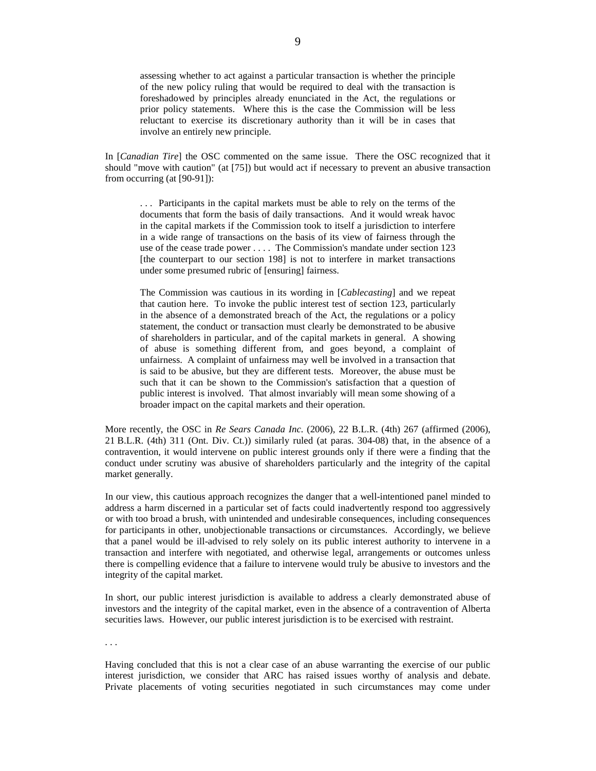> assessing whether to act against a particular transaction is whether the principle of the new policy ruling that would be required to deal with the transaction is foreshadowed by principles already enunciated in the Act, the regulations or prior policy statements. Where this is the case the Commission will be less reluctant to exercise its discretionary authority than it will be in cases that involve an entirely new principle.

In [*Canadian Tire*] the OSC commented on the same issue. There the OSC recognized that it should "move with caution" (at [75]) but would act if necessary to prevent an abusive transaction from occurring (at [90-91]):

> . . . Participants in the capital markets must be able to rely on the terms of the documents that form the basis of daily transactions. And it would wreak havoc in the capital markets if the Commission took to itself a jurisdiction to interfere in a wide range of transactions on the basis of its view of fairness through the use of the cease trade power . . . . The Commission's mandate under section 123 [the counterpart to our section 198] is not to interfere in market transactions under some presumed rubric of [ensuring] fairness.
>
> The Commission was cautious in its wording in [*Cablecasting*] and we repeat that caution here. To invoke the public interest test of section 123, particularly in the absence of a demonstrated breach of the Act, the regulations or a policy statement, the conduct or transaction must clearly be demonstrated to be abusive of shareholders in particular, and of the capital markets in general. A showing of abuse is something different from, and goes beyond, a complaint of unfairness. A complaint of unfairness may well be involved in a transaction that is said to be abusive, but they are different tests. Moreover, the abuse must be such that it can be shown to the Commission's satisfaction that a question of public interest is involved. That almost invariably will mean some showing of a broader impact on the capital markets and their operation.

More recently, the OSC in *Re Sears Canada Inc.* (2006), 22 B.L.R. (4th) 267 (affirmed (2006), 21 B.L.R. (4th) 311 (Ont. Div. Ct.)) similarly ruled (at paras. 304-08) that, in the absence of a contravention, it would intervene on public interest grounds only if there were a finding that the conduct under scrutiny was abusive of shareholders particularly and the integrity of the capital market generally.

In our view, this cautious approach recognizes the danger that a well-intentioned panel minded to address a harm discerned in a particular set of facts could inadvertently respond too aggressively or with too broad a brush, with unintended and undesirable consequences, including consequences for participants in other, unobjectionable transactions or circumstances. Accordingly, we believe that a panel would be ill-advised to rely solely on its public interest authority to intervene in a transaction and interfere with negotiated, and otherwise legal, arrangements or outcomes unless there is compelling evidence that a failure to intervene would truly be abusive to investors and the integrity of the capital market.

In short, our public interest jurisdiction is available to address a clearly demonstrated abuse of investors and the integrity of the capital market, even in the absence of a contravention of Alberta securities laws. However, our public interest jurisdiction is to be exercised with restraint.

. . .

Having concluded that this is not a clear case of an abuse warranting the exercise of our public interest jurisdiction, we consider that ARC has raised issues worthy of analysis and debate. Private placements of voting securities negotiated in such circumstances may come under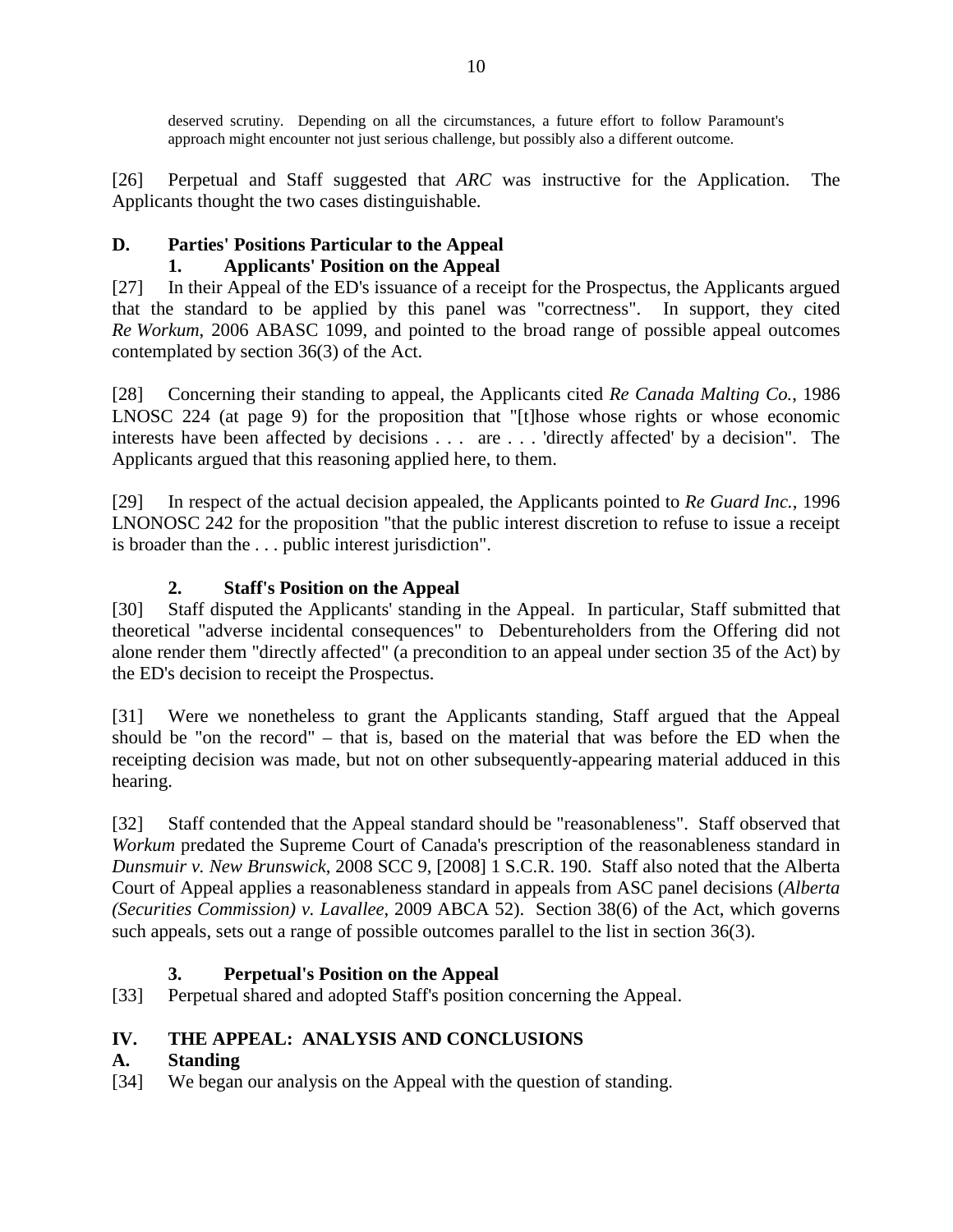> deserved scrutiny. Depending on all the circumstances, a future effort to follow Paramount's approach might encounter not just serious challenge, but possibly also a different outcome.

[26] Perpetual and Staff suggested that *ARC* was instructive for the Application. The Applicants thought the two cases distinguishable.

### D. Parties' Positions Particular to the Appeal

#### 1. Applicants' Position on the Appeal

[27] In their Appeal of the ED's issuance of a receipt for the Prospectus, the Applicants argued that the standard to be applied by this panel was "correctness". In support, they cited *Re Workum*, 2006 ABASC 1099, and pointed to the broad range of possible appeal outcomes contemplated by section 36(3) of the Act.

[28] Concerning their standing to appeal, the Applicants cited *Re Canada Malting Co.*, 1986 LNOSC 224 (at page 9) for the proposition that "[t]hose whose rights or whose economic interests have been affected by decisions . . . are . . . 'directly affected' by a decision". The Applicants argued that this reasoning applied here, to them.

[29] In respect of the actual decision appealed, the Applicants pointed to *Re Guard Inc.*, 1996 LNONOSC 242 for the proposition "that the public interest discretion to refuse to issue a receipt is broader than the . . . public interest jurisdiction".

#### 2. Staff's Position on the Appeal

[30] Staff disputed the Applicants' standing in the Appeal. In particular, Staff submitted that theoretical "adverse incidental consequences" to Debentureholders from the Offering did not alone render them "directly affected" (a precondition to an appeal under section 35 of the Act) by the ED's decision to receipt the Prospectus.

[31] Were we nonetheless to grant the Applicants standing, Staff argued that the Appeal should be "on the record" – that is, based on the material that was before the ED when the receipting decision was made, but not on other subsequently-appearing material adduced in this hearing.

[32] Staff contended that the Appeal standard should be "reasonableness". Staff observed that *Workum* predated the Supreme Court of Canada's prescription of the reasonableness standard in *Dunsmuir v. New Brunswick*, 2008 SCC 9, [2008] 1 S.C.R. 190. Staff also noted that the Alberta Court of Appeal applies a reasonableness standard in appeals from ASC panel decisions (*Alberta (Securities Commission) v. Lavallee*, 2009 ABCA 52). Section 38(6) of the Act, which governs such appeals, sets out a range of possible outcomes parallel to the list in section 36(3).

#### 3. Perpetual's Position on the Appeal

[33] Perpetual shared and adopted Staff's position concerning the Appeal.

## IV. THE APPEAL: ANALYSIS AND CONCLUSIONS

### A. Standing

[34] We began our analysis on the Appeal with the question of standing.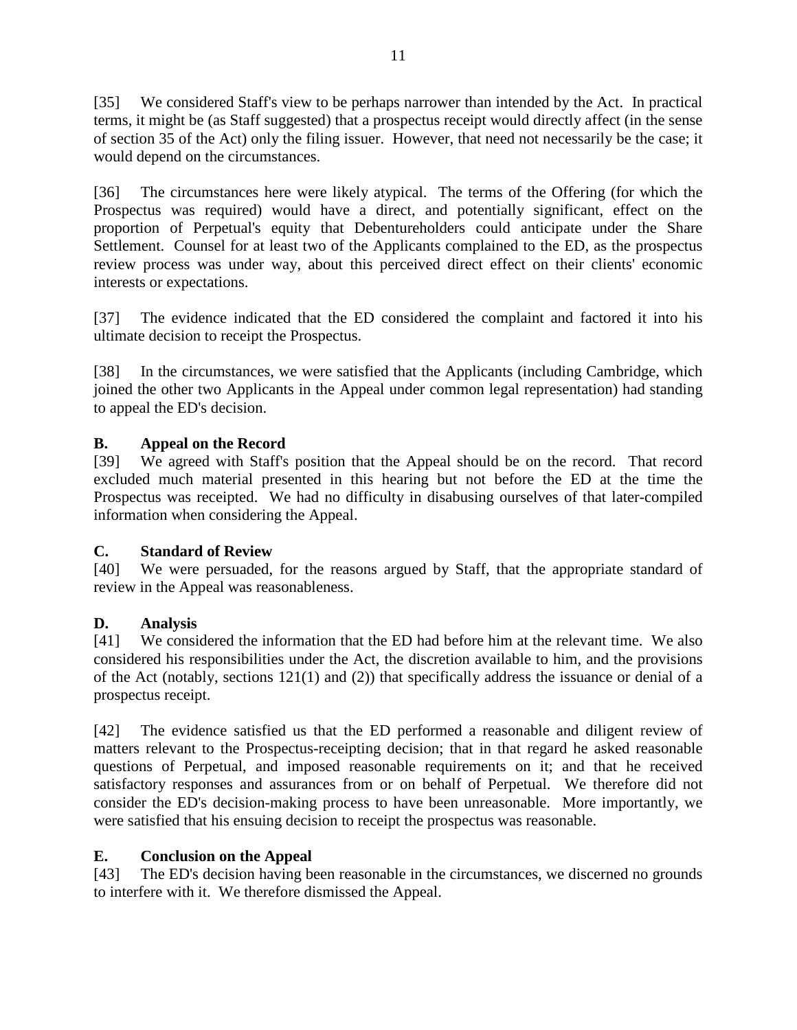[35] We considered Staff's view to be perhaps narrower than intended by the Act. In practical terms, it might be (as Staff suggested) that a prospectus receipt would directly affect (in the sense of section 35 of the Act) only the filing issuer. However, that need not necessarily be the case; it would depend on the circumstances.

[36] The circumstances here were likely atypical. The terms of the Offering (for which the Prospectus was required) would have a direct, and potentially significant, effect on the proportion of Perpetual's equity that Debentureholders could anticipate under the Share Settlement. Counsel for at least two of the Applicants complained to the ED, as the prospectus review process was under way, about this perceived direct effect on their clients' economic interests or expectations.

[37] The evidence indicated that the ED considered the complaint and factored it into his ultimate decision to receipt the Prospectus.

[38] In the circumstances, we were satisfied that the Applicants (including Cambridge, which joined the other two Applicants in the Appeal under common legal representation) had standing to appeal the ED's decision.

### B. Appeal on the Record

[39] We agreed with Staff's position that the Appeal should be on the record. That record excluded much material presented in this hearing but not before the ED at the time the Prospectus was receipted. We had no difficulty in disabusing ourselves of that later-compiled information when considering the Appeal.

### C. Standard of Review

[40] We were persuaded, for the reasons argued by Staff, that the appropriate standard of review in the Appeal was reasonableness.

### D. Analysis

[41] We considered the information that the ED had before him at the relevant time. We also considered his responsibilities under the Act, the discretion available to him, and the provisions of the Act (notably, sections 121(1) and (2)) that specifically address the issuance or denial of a prospectus receipt.

[42] The evidence satisfied us that the ED performed a reasonable and diligent review of matters relevant to the Prospectus-receipting decision; that in that regard he asked reasonable questions of Perpetual, and imposed reasonable requirements on it; and that he received satisfactory responses and assurances from or on behalf of Perpetual. We therefore did not consider the ED's decision-making process to have been unreasonable. More importantly, we were satisfied that his ensuing decision to receipt the prospectus was reasonable.

### E. Conclusion on the Appeal

[43] The ED's decision having been reasonable in the circumstances, we discerned no grounds to interfere with it. We therefore dismissed the Appeal.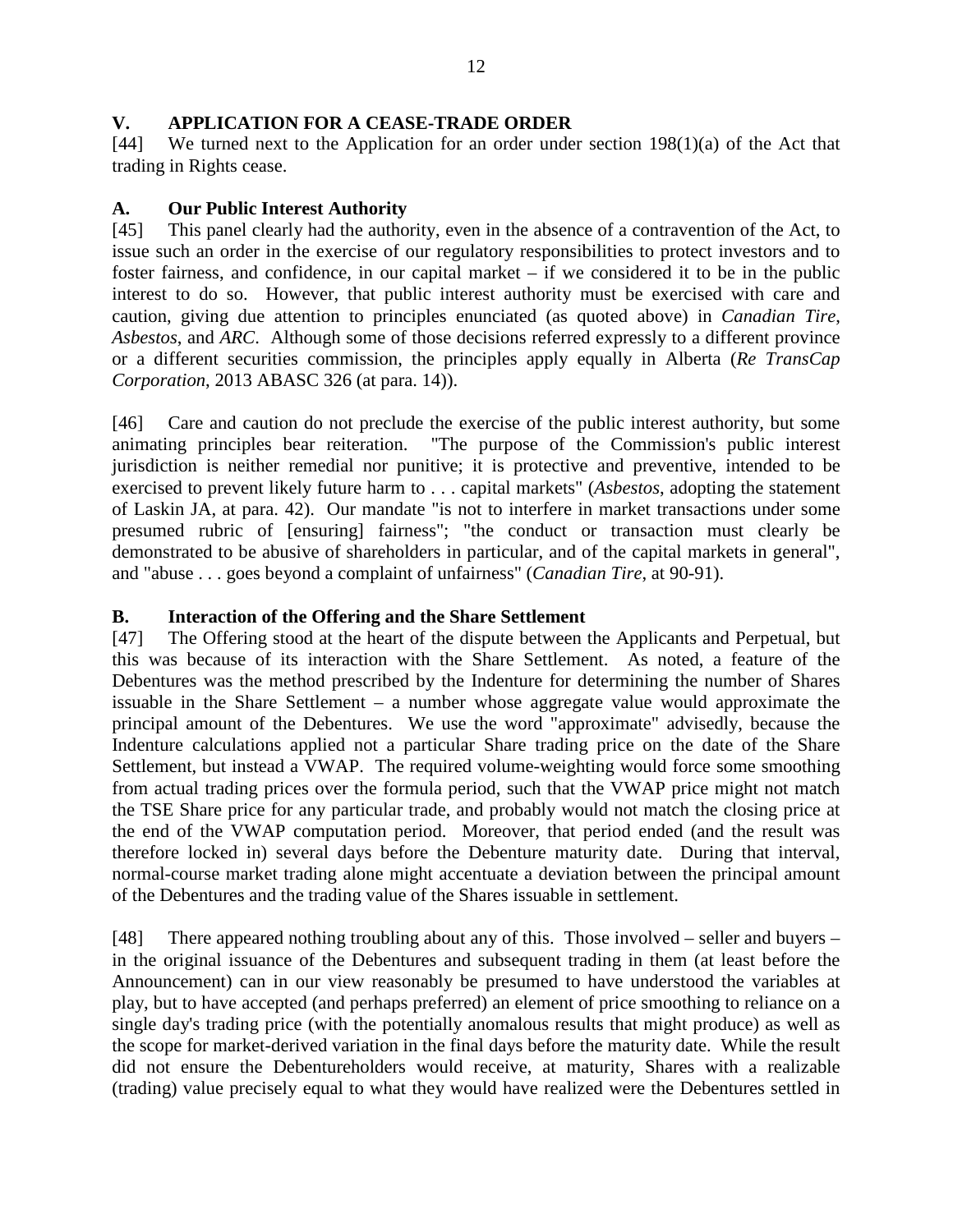## V. APPLICATION FOR A CEASE-TRADE ORDER

[44] We turned next to the Application for an order under section 198(1)(a) of the Act that trading in Rights cease.

### A. Our Public Interest Authority

[45] This panel clearly had the authority, even in the absence of a contravention of the Act, to issue such an order in the exercise of our regulatory responsibilities to protect investors and to foster fairness, and confidence, in our capital market – if we considered it to be in the public interest to do so. However, that public interest authority must be exercised with care and caution, giving due attention to principles enunciated (as quoted above) in *Canadian Tire*, *Asbestos*, and *ARC*. Although some of those decisions referred expressly to a different province or a different securities commission, the principles apply equally in Alberta (*Re TransCap Corporation*, 2013 ABASC 326 (at para. 14)).

[46] Care and caution do not preclude the exercise of the public interest authority, but some animating principles bear reiteration. "The purpose of the Commission's public interest jurisdiction is neither remedial nor punitive; it is protective and preventive, intended to be exercised to prevent likely future harm to . . . capital markets" (*Asbestos*, adopting the statement of Laskin JA, at para. 42). Our mandate "is not to interfere in market transactions under some presumed rubric of [ensuring] fairness"; "the conduct or transaction must clearly be demonstrated to be abusive of shareholders in particular, and of the capital markets in general", and "abuse . . . goes beyond a complaint of unfairness" (*Canadian Tire*, at 90-91).

### B. Interaction of the Offering and the Share Settlement

[47] The Offering stood at the heart of the dispute between the Applicants and Perpetual, but this was because of its interaction with the Share Settlement. As noted, a feature of the Debentures was the method prescribed by the Indenture for determining the number of Shares issuable in the Share Settlement – a number whose aggregate value would approximate the principal amount of the Debentures. We use the word "approximate" advisedly, because the Indenture calculations applied not a particular Share trading price on the date of the Share Settlement, but instead a VWAP. The required volume-weighting would force some smoothing from actual trading prices over the formula period, such that the VWAP price might not match the TSE Share price for any particular trade, and probably would not match the closing price at the end of the VWAP computation period. Moreover, that period ended (and the result was therefore locked in) several days before the Debenture maturity date. During that interval, normal-course market trading alone might accentuate a deviation between the principal amount of the Debentures and the trading value of the Shares issuable in settlement.

[48] There appeared nothing troubling about any of this. Those involved – seller and buyers – in the original issuance of the Debentures and subsequent trading in them (at least before the Announcement) can in our view reasonably be presumed to have understood the variables at play, but to have accepted (and perhaps preferred) an element of price smoothing to reliance on a single day's trading price (with the potentially anomalous results that might produce) as well as the scope for market-derived variation in the final days before the maturity date. While the result did not ensure the Debentureholders would receive, at maturity, Shares with a realizable (trading) value precisely equal to what they would have realized were the Debentures settled in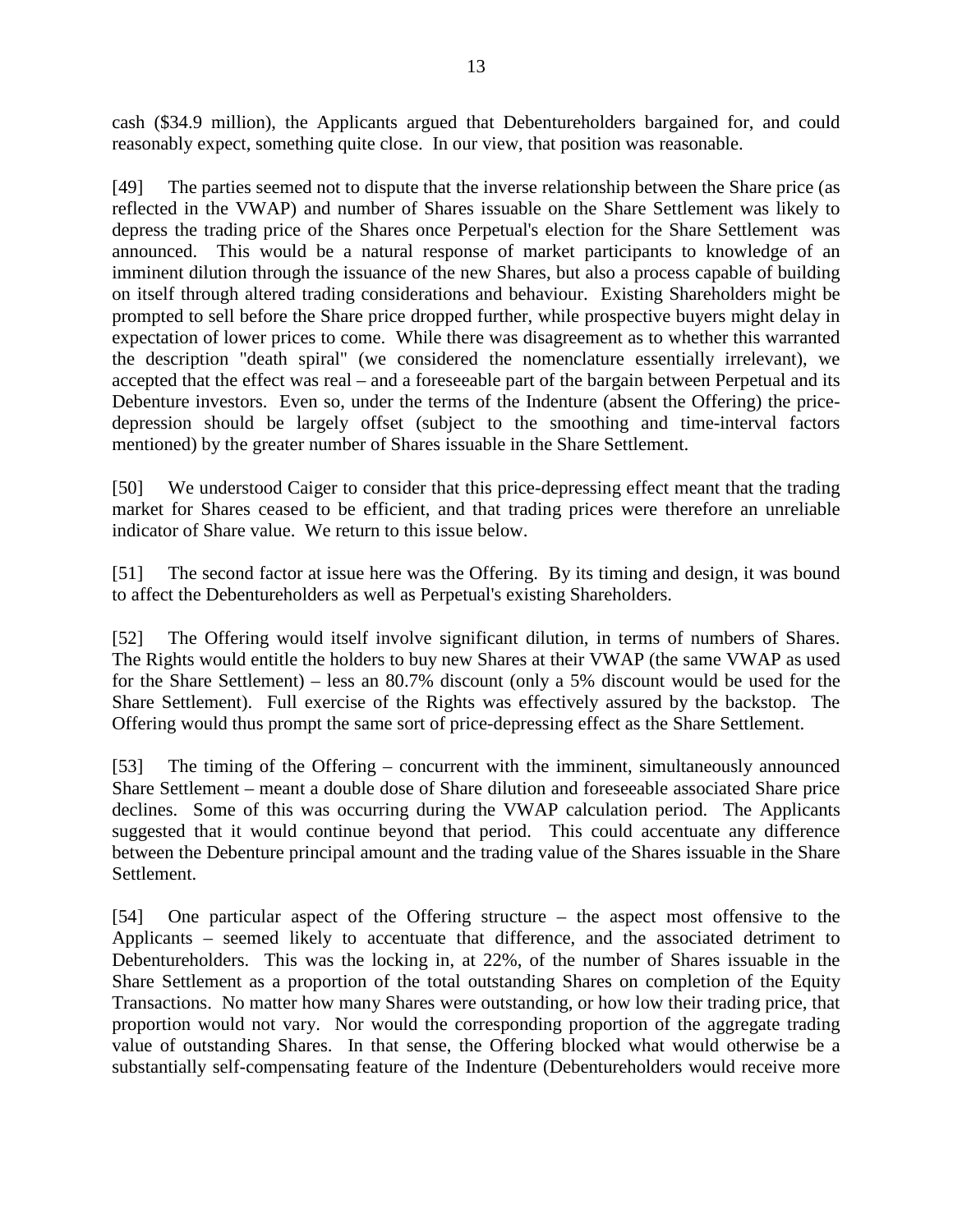cash ($34.9 million), the Applicants argued that Debentureholders bargained for, and could reasonably expect, something quite close. In our view, that position was reasonable.

[49] The parties seemed not to dispute that the inverse relationship between the Share price (as reflected in the VWAP) and number of Shares issuable on the Share Settlement was likely to depress the trading price of the Shares once Perpetual's election for the Share Settlement was announced. This would be a natural response of market participants to knowledge of an imminent dilution through the issuance of the new Shares, but also a process capable of building on itself through altered trading considerations and behaviour. Existing Shareholders might be prompted to sell before the Share price dropped further, while prospective buyers might delay in expectation of lower prices to come. While there was disagreement as to whether this warranted the description "death spiral" (we considered the nomenclature essentially irrelevant), we accepted that the effect was real – and a foreseeable part of the bargain between Perpetual and its Debenture investors. Even so, under the terms of the Indenture (absent the Offering) the price-depression should be largely offset (subject to the smoothing and time-interval factors mentioned) by the greater number of Shares issuable in the Share Settlement.

[50] We understood Caiger to consider that this price-depressing effect meant that the trading market for Shares ceased to be efficient, and that trading prices were therefore an unreliable indicator of Share value. We return to this issue below.

[51] The second factor at issue here was the Offering. By its timing and design, it was bound to affect the Debentureholders as well as Perpetual's existing Shareholders.

[52] The Offering would itself involve significant dilution, in terms of numbers of Shares. The Rights would entitle the holders to buy new Shares at their VWAP (the same VWAP as used for the Share Settlement) – less an 80.7% discount (only a 5% discount would be used for the Share Settlement). Full exercise of the Rights was effectively assured by the backstop. The Offering would thus prompt the same sort of price-depressing effect as the Share Settlement.

[53] The timing of the Offering – concurrent with the imminent, simultaneously announced Share Settlement – meant a double dose of Share dilution and foreseeable associated Share price declines. Some of this was occurring during the VWAP calculation period. The Applicants suggested that it would continue beyond that period. This could accentuate any difference between the Debenture principal amount and the trading value of the Shares issuable in the Share Settlement.

[54] One particular aspect of the Offering structure – the aspect most offensive to the Applicants – seemed likely to accentuate that difference, and the associated detriment to Debentureholders. This was the locking in, at 22%, of the number of Shares issuable in the Share Settlement as a proportion of the total outstanding Shares on completion of the Equity Transactions. No matter how many Shares were outstanding, or how low their trading price, that proportion would not vary. Nor would the corresponding proportion of the aggregate trading value of outstanding Shares. In that sense, the Offering blocked what would otherwise be a substantially self-compensating feature of the Indenture (Debentureholders would receive more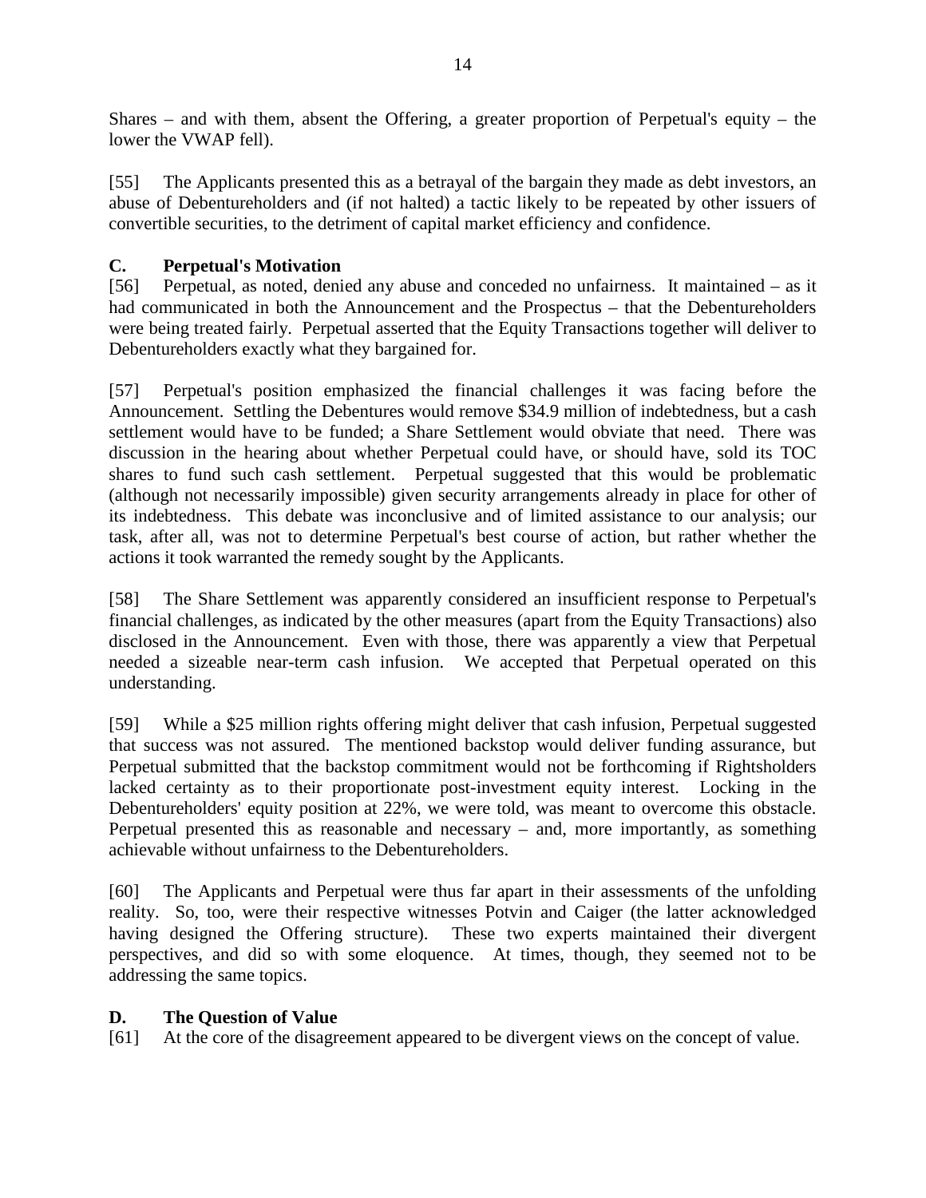Shares – and with them, absent the Offering, a greater proportion of Perpetual's equity – the lower the VWAP fell).

[55] The Applicants presented this as a betrayal of the bargain they made as debt investors, an abuse of Debentureholders and (if not halted) a tactic likely to be repeated by other issuers of convertible securities, to the detriment of capital market efficiency and confidence.

### C. Perpetual's Motivation

[56] Perpetual, as noted, denied any abuse and conceded no unfairness. It maintained – as it had communicated in both the Announcement and the Prospectus – that the Debentureholders were being treated fairly. Perpetual asserted that the Equity Transactions together will deliver to Debentureholders exactly what they bargained for.

[57] Perpetual's position emphasized the financial challenges it was facing before the Announcement. Settling the Debentures would remove $34.9 million of indebtedness, but a cash settlement would have to be funded; a Share Settlement would obviate that need. There was discussion in the hearing about whether Perpetual could have, or should have, sold its TOC shares to fund such cash settlement. Perpetual suggested that this would be problematic (although not necessarily impossible) given security arrangements already in place for other of its indebtedness. This debate was inconclusive and of limited assistance to our analysis; our task, after all, was not to determine Perpetual's best course of action, but rather whether the actions it took warranted the remedy sought by the Applicants.

[58] The Share Settlement was apparently considered an insufficient response to Perpetual's financial challenges, as indicated by the other measures (apart from the Equity Transactions) also disclosed in the Announcement. Even with those, there was apparently a view that Perpetual needed a sizeable near-term cash infusion. We accepted that Perpetual operated on this understanding.

[59] While a $25 million rights offering might deliver that cash infusion, Perpetual suggested that success was not assured. The mentioned backstop would deliver funding assurance, but Perpetual submitted that the backstop commitment would not be forthcoming if Rightsholders lacked certainty as to their proportionate post-investment equity interest. Locking in the Debentureholders' equity position at 22%, we were told, was meant to overcome this obstacle. Perpetual presented this as reasonable and necessary – and, more importantly, as something achievable without unfairness to the Debentureholders.

[60] The Applicants and Perpetual were thus far apart in their assessments of the unfolding reality. So, too, were their respective witnesses Potvin and Caiger (the latter acknowledged having designed the Offering structure). These two experts maintained their divergent perspectives, and did so with some eloquence. At times, though, they seemed not to be addressing the same topics.

### D. The Question of Value

[61] At the core of the disagreement appeared to be divergent views on the concept of value.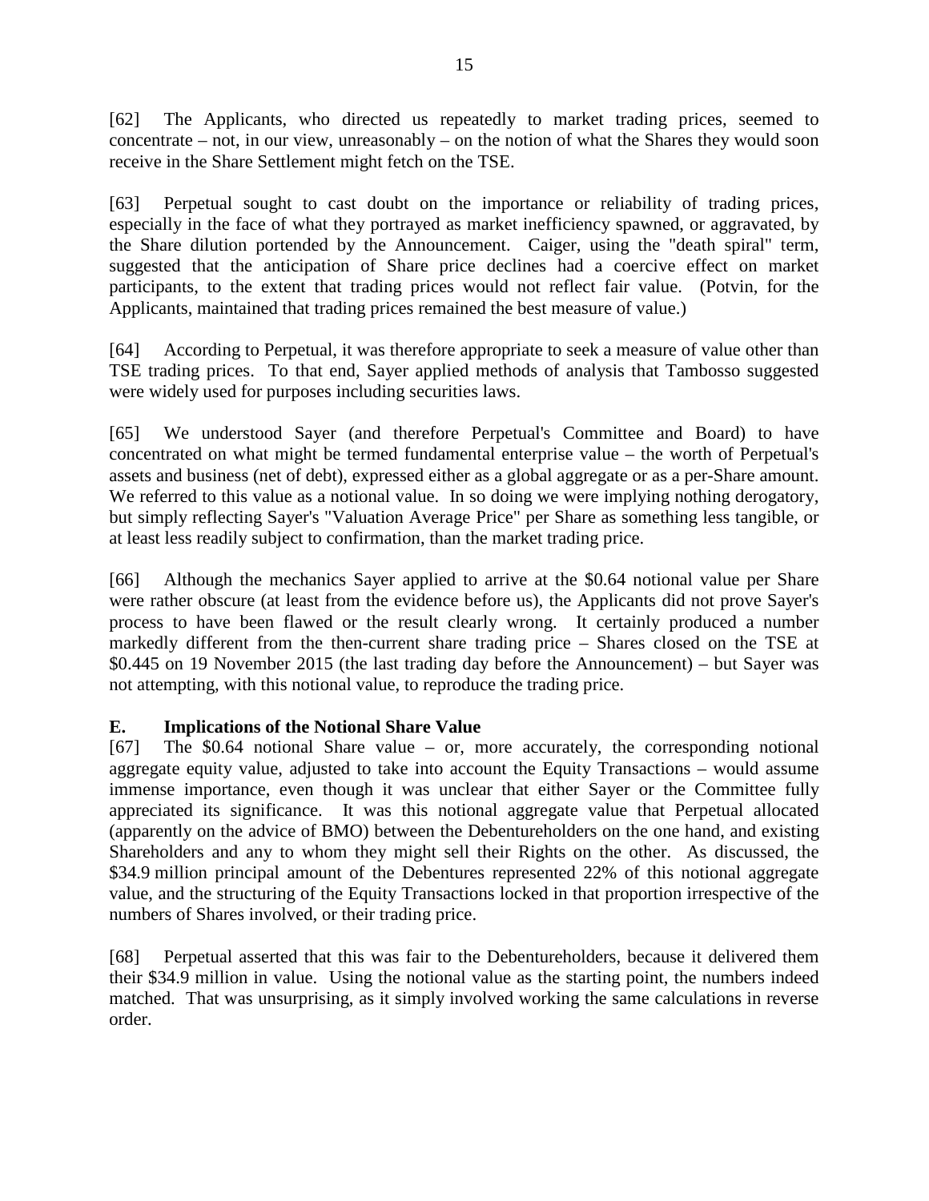[62] The Applicants, who directed us repeatedly to market trading prices, seemed to concentrate – not, in our view, unreasonably – on the notion of what the Shares they would soon receive in the Share Settlement might fetch on the TSE.

[63] Perpetual sought to cast doubt on the importance or reliability of trading prices, especially in the face of what they portrayed as market inefficiency spawned, or aggravated, by the Share dilution portended by the Announcement. Caiger, using the "death spiral" term, suggested that the anticipation of Share price declines had a coercive effect on market participants, to the extent that trading prices would not reflect fair value. (Potvin, for the Applicants, maintained that trading prices remained the best measure of value.)

[64] According to Perpetual, it was therefore appropriate to seek a measure of value other than TSE trading prices. To that end, Sayer applied methods of analysis that Tambosso suggested were widely used for purposes including securities laws.

[65] We understood Sayer (and therefore Perpetual's Committee and Board) to have concentrated on what might be termed fundamental enterprise value – the worth of Perpetual's assets and business (net of debt), expressed either as a global aggregate or as a per-Share amount. We referred to this value as a notional value. In so doing we were implying nothing derogatory, but simply reflecting Sayer's "Valuation Average Price" per Share as something less tangible, or at least less readily subject to confirmation, than the market trading price.

[66] Although the mechanics Sayer applied to arrive at the \$0.64 notional value per Share were rather obscure (at least from the evidence before us), the Applicants did not prove Sayer's process to have been flawed or the result clearly wrong. It certainly produced a number markedly different from the then-current share trading price – Shares closed on the TSE at \$0.445 on 19 November 2015 (the last trading day before the Announcement) – but Sayer was not attempting, with this notional value, to reproduce the trading price.

### E. Implications of the Notional Share Value

[67] The \$0.64 notional Share value – or, more accurately, the corresponding notional aggregate equity value, adjusted to take into account the Equity Transactions – would assume immense importance, even though it was unclear that either Sayer or the Committee fully appreciated its significance. It was this notional aggregate value that Perpetual allocated (apparently on the advice of BMO) between the Debentureholders on the one hand, and existing Shareholders and any to whom they might sell their Rights on the other. As discussed, the \$34.9 million principal amount of the Debentures represented 22% of this notional aggregate value, and the structuring of the Equity Transactions locked in that proportion irrespective of the numbers of Shares involved, or their trading price.

[68] Perpetual asserted that this was fair to the Debentureholders, because it delivered them their \$34.9 million in value. Using the notional value as the starting point, the numbers indeed matched. That was unsurprising, as it simply involved working the same calculations in reverse order.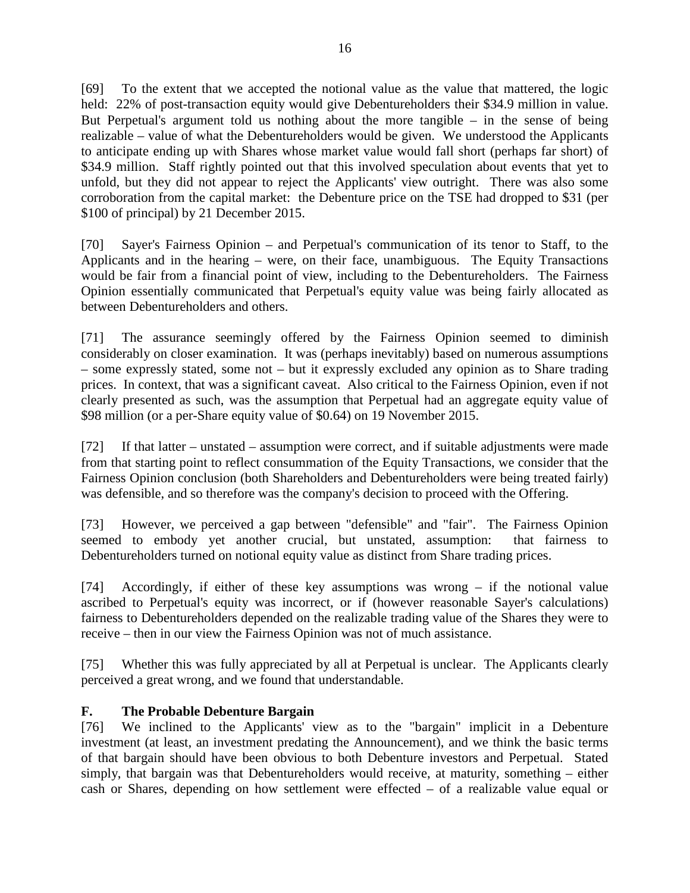[69] To the extent that we accepted the notional value as the value that mattered, the logic held: 22% of post-transaction equity would give Debentureholders their $34.9 million in value. But Perpetual's argument told us nothing about the more tangible – in the sense of being realizable – value of what the Debentureholders would be given. We understood the Applicants to anticipate ending up with Shares whose market value would fall short (perhaps far short) of $34.9 million. Staff rightly pointed out that this involved speculation about events that yet to unfold, but they did not appear to reject the Applicants' view outright. There was also some corroboration from the capital market: the Debenture price on the TSE had dropped to $31 (per $100 of principal) by 21 December 2015.

[70] Sayer's Fairness Opinion – and Perpetual's communication of its tenor to Staff, to the Applicants and in the hearing – were, on their face, unambiguous. The Equity Transactions would be fair from a financial point of view, including to the Debentureholders. The Fairness Opinion essentially communicated that Perpetual's equity value was being fairly allocated as between Debentureholders and others.

[71] The assurance seemingly offered by the Fairness Opinion seemed to diminish considerably on closer examination. It was (perhaps inevitably) based on numerous assumptions – some expressly stated, some not – but it expressly excluded any opinion as to Share trading prices. In context, that was a significant caveat. Also critical to the Fairness Opinion, even if not clearly presented as such, was the assumption that Perpetual had an aggregate equity value of $98 million (or a per-Share equity value of $0.64) on 19 November 2015.

[72] If that latter – unstated – assumption were correct, and if suitable adjustments were made from that starting point to reflect consummation of the Equity Transactions, we consider that the Fairness Opinion conclusion (both Shareholders and Debentureholders were being treated fairly) was defensible, and so therefore was the company's decision to proceed with the Offering.

[73] However, we perceived a gap between "defensible" and "fair". The Fairness Opinion seemed to embody yet another crucial, but unstated, assumption: that fairness to Debentureholders turned on notional equity value as distinct from Share trading prices.

[74] Accordingly, if either of these key assumptions was wrong – if the notional value ascribed to Perpetual's equity was incorrect, or if (however reasonable Sayer's calculations) fairness to Debentureholders depended on the realizable trading value of the Shares they were to receive – then in our view the Fairness Opinion was not of much assistance.

[75] Whether this was fully appreciated by all at Perpetual is unclear. The Applicants clearly perceived a great wrong, and we found that understandable.

## F. The Probable Debenture Bargain

[76] We inclined to the Applicants' view as to the "bargain" implicit in a Debenture investment (at least, an investment predating the Announcement), and we think the basic terms of that bargain should have been obvious to both Debenture investors and Perpetual. Stated simply, that bargain was that Debentureholders would receive, at maturity, something – either cash or Shares, depending on how settlement were effected – of a realizable value equal or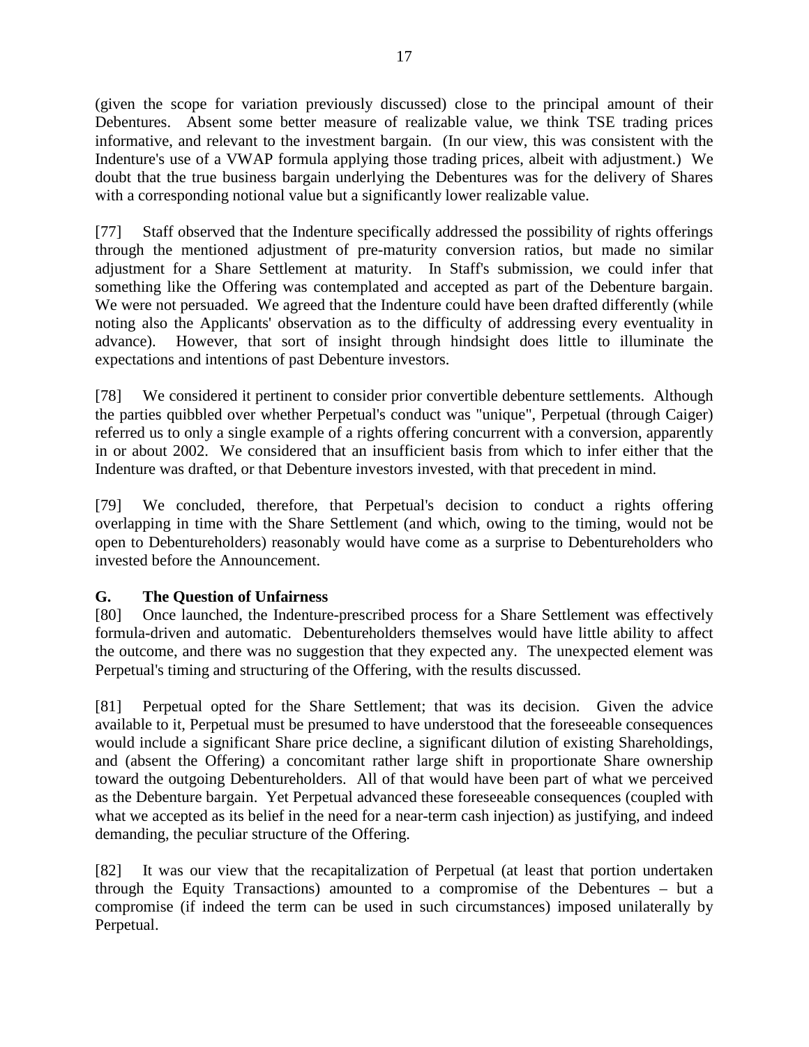(given the scope for variation previously discussed) close to the principal amount of their Debentures. Absent some better measure of realizable value, we think TSE trading prices informative, and relevant to the investment bargain. (In our view, this was consistent with the Indenture's use of a VWAP formula applying those trading prices, albeit with adjustment.) We doubt that the true business bargain underlying the Debentures was for the delivery of Shares with a corresponding notional value but a significantly lower realizable value.

[77] Staff observed that the Indenture specifically addressed the possibility of rights offerings through the mentioned adjustment of pre-maturity conversion ratios, but made no similar adjustment for a Share Settlement at maturity. In Staff's submission, we could infer that something like the Offering was contemplated and accepted as part of the Debenture bargain. We were not persuaded. We agreed that the Indenture could have been drafted differently (while noting also the Applicants' observation as to the difficulty of addressing every eventuality in advance). However, that sort of insight through hindsight does little to illuminate the expectations and intentions of past Debenture investors.

[78] We considered it pertinent to consider prior convertible debenture settlements. Although the parties quibbled over whether Perpetual's conduct was "unique", Perpetual (through Caiger) referred us to only a single example of a rights offering concurrent with a conversion, apparently in or about 2002. We considered that an insufficient basis from which to infer either that the Indenture was drafted, or that Debenture investors invested, with that precedent in mind.

[79] We concluded, therefore, that Perpetual's decision to conduct a rights offering overlapping in time with the Share Settlement (and which, owing to the timing, would not be open to Debentureholders) reasonably would have come as a surprise to Debentureholders who invested before the Announcement.

## G. The Question of Unfairness

[80] Once launched, the Indenture-prescribed process for a Share Settlement was effectively formula-driven and automatic. Debentureholders themselves would have little ability to affect the outcome, and there was no suggestion that they expected any. The unexpected element was Perpetual's timing and structuring of the Offering, with the results discussed.

[81] Perpetual opted for the Share Settlement; that was its decision. Given the advice available to it, Perpetual must be presumed to have understood that the foreseeable consequences would include a significant Share price decline, a significant dilution of existing Shareholdings, and (absent the Offering) a concomitant rather large shift in proportionate Share ownership toward the outgoing Debentureholders. All of that would have been part of what we perceived as the Debenture bargain. Yet Perpetual advanced these foreseeable consequences (coupled with what we accepted as its belief in the need for a near-term cash injection) as justifying, and indeed demanding, the peculiar structure of the Offering.

[82] It was our view that the recapitalization of Perpetual (at least that portion undertaken through the Equity Transactions) amounted to a compromise of the Debentures – but a compromise (if indeed the term can be used in such circumstances) imposed unilaterally by Perpetual.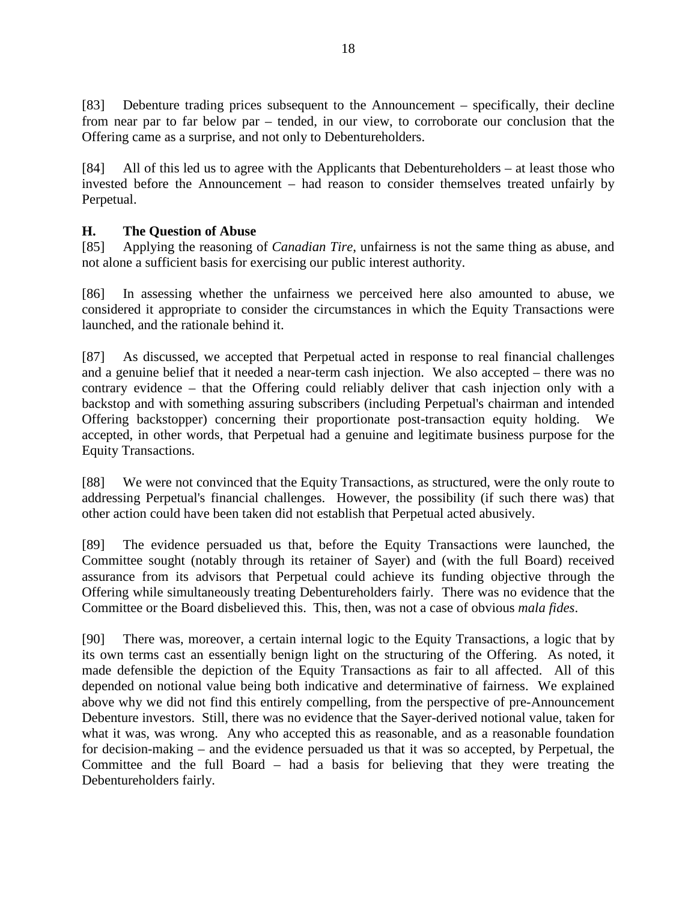[83] Debenture trading prices subsequent to the Announcement – specifically, their decline from near par to far below par – tended, in our view, to corroborate our conclusion that the Offering came as a surprise, and not only to Debentureholders.

[84] All of this led us to agree with the Applicants that Debentureholders – at least those who invested before the Announcement – had reason to consider themselves treated unfairly by Perpetual.

## H. The Question of Abuse

[85] Applying the reasoning of *Canadian Tire*, unfairness is not the same thing as abuse, and not alone a sufficient basis for exercising our public interest authority.

[86] In assessing whether the unfairness we perceived here also amounted to abuse, we considered it appropriate to consider the circumstances in which the Equity Transactions were launched, and the rationale behind it.

[87] As discussed, we accepted that Perpetual acted in response to real financial challenges and a genuine belief that it needed a near-term cash injection. We also accepted – there was no contrary evidence – that the Offering could reliably deliver that cash injection only with a backstop and with something assuring subscribers (including Perpetual's chairman and intended Offering backstopper) concerning their proportionate post-transaction equity holding. We accepted, in other words, that Perpetual had a genuine and legitimate business purpose for the Equity Transactions.

[88] We were not convinced that the Equity Transactions, as structured, were the only route to addressing Perpetual's financial challenges. However, the possibility (if such there was) that other action could have been taken did not establish that Perpetual acted abusively.

[89] The evidence persuaded us that, before the Equity Transactions were launched, the Committee sought (notably through its retainer of Sayer) and (with the full Board) received assurance from its advisors that Perpetual could achieve its funding objective through the Offering while simultaneously treating Debentureholders fairly. There was no evidence that the Committee or the Board disbelieved this. This, then, was not a case of obvious *mala fides*.

[90] There was, moreover, a certain internal logic to the Equity Transactions, a logic that by its own terms cast an essentially benign light on the structuring of the Offering. As noted, it made defensible the depiction of the Equity Transactions as fair to all affected. All of this depended on notional value being both indicative and determinative of fairness. We explained above why we did not find this entirely compelling, from the perspective of pre-Announcement Debenture investors. Still, there was no evidence that the Sayer-derived notional value, taken for what it was, was wrong. Any who accepted this as reasonable, and as a reasonable foundation for decision-making – and the evidence persuaded us that it was so accepted, by Perpetual, the Committee and the full Board – had a basis for believing that they were treating the Debentureholders fairly.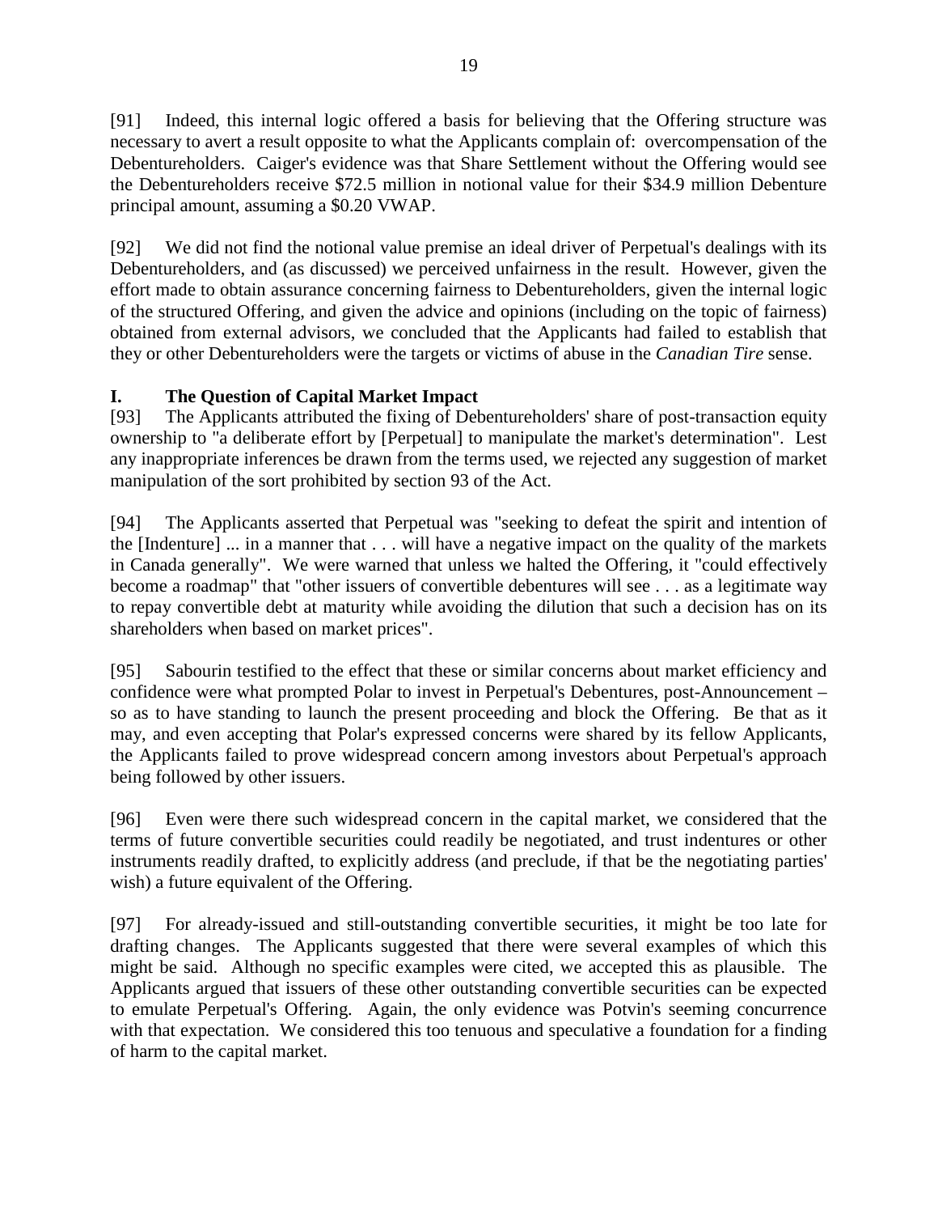[91] Indeed, this internal logic offered a basis for believing that the Offering structure was necessary to avert a result opposite to what the Applicants complain of: overcompensation of the Debentureholders. Caiger's evidence was that Share Settlement without the Offering would see the Debentureholders receive $72.5 million in notional value for their $34.9 million Debenture principal amount, assuming a $0.20 VWAP.

[92] We did not find the notional value premise an ideal driver of Perpetual's dealings with its Debentureholders, and (as discussed) we perceived unfairness in the result. However, given the effort made to obtain assurance concerning fairness to Debentureholders, given the internal logic of the structured Offering, and given the advice and opinions (including on the topic of fairness) obtained from external advisors, we concluded that the Applicants had failed to establish that they or other Debentureholders were the targets or victims of abuse in the *Canadian Tire* sense.

## I. The Question of Capital Market Impact

[93] The Applicants attributed the fixing of Debentureholders' share of post-transaction equity ownership to "a deliberate effort by [Perpetual] to manipulate the market's determination". Lest any inappropriate inferences be drawn from the terms used, we rejected any suggestion of market manipulation of the sort prohibited by section 93 of the Act.

[94] The Applicants asserted that Perpetual was "seeking to defeat the spirit and intention of the [Indenture] ... in a manner that . . . will have a negative impact on the quality of the markets in Canada generally". We were warned that unless we halted the Offering, it "could effectively become a roadmap" that "other issuers of convertible debentures will see . . . as a legitimate way to repay convertible debt at maturity while avoiding the dilution that such a decision has on its shareholders when based on market prices".

[95] Sabourin testified to the effect that these or similar concerns about market efficiency and confidence were what prompted Polar to invest in Perpetual's Debentures, post-Announcement – so as to have standing to launch the present proceeding and block the Offering. Be that as it may, and even accepting that Polar's expressed concerns were shared by its fellow Applicants, the Applicants failed to prove widespread concern among investors about Perpetual's approach being followed by other issuers.

[96] Even were there such widespread concern in the capital market, we considered that the terms of future convertible securities could readily be negotiated, and trust indentures or other instruments readily drafted, to explicitly address (and preclude, if that be the negotiating parties' wish) a future equivalent of the Offering.

[97] For already-issued and still-outstanding convertible securities, it might be too late for drafting changes. The Applicants suggested that there were several examples of which this might be said. Although no specific examples were cited, we accepted this as plausible. The Applicants argued that issuers of these other outstanding convertible securities can be expected to emulate Perpetual's Offering. Again, the only evidence was Potvin's seeming concurrence with that expectation. We considered this too tenuous and speculative a foundation for a finding of harm to the capital market.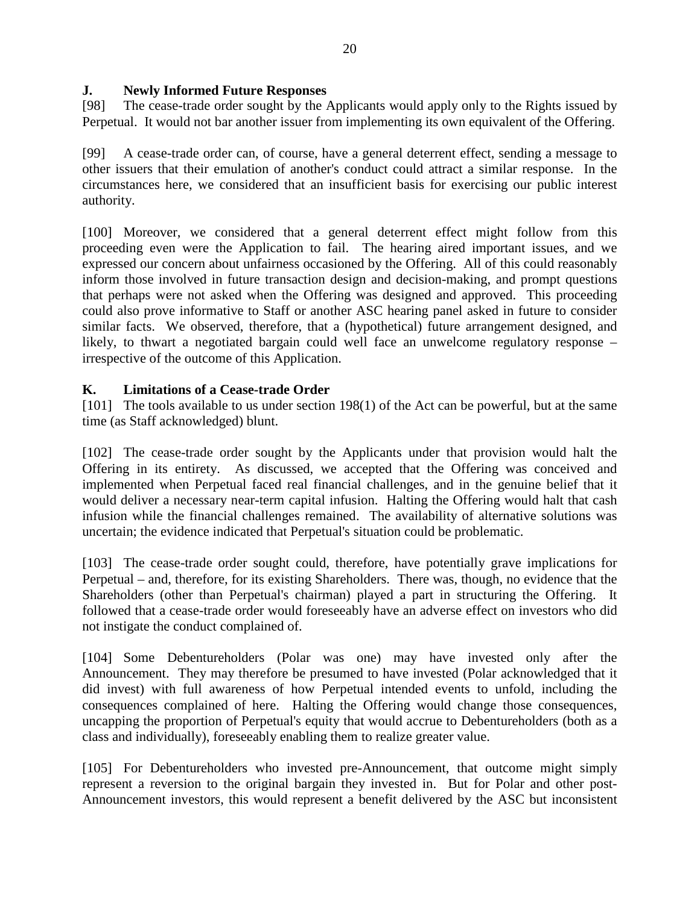## J. Newly Informed Future Responses

[98] The cease-trade order sought by the Applicants would apply only to the Rights issued by Perpetual. It would not bar another issuer from implementing its own equivalent of the Offering.

[99] A cease-trade order can, of course, have a general deterrent effect, sending a message to other issuers that their emulation of another's conduct could attract a similar response. In the circumstances here, we considered that an insufficient basis for exercising our public interest authority.

[100] Moreover, we considered that a general deterrent effect might follow from this proceeding even were the Application to fail. The hearing aired important issues, and we expressed our concern about unfairness occasioned by the Offering. All of this could reasonably inform those involved in future transaction design and decision-making, and prompt questions that perhaps were not asked when the Offering was designed and approved. This proceeding could also prove informative to Staff or another ASC hearing panel asked in future to consider similar facts. We observed, therefore, that a (hypothetical) future arrangement designed, and likely, to thwart a negotiated bargain could well face an unwelcome regulatory response – irrespective of the outcome of this Application.

## K. Limitations of a Cease-trade Order

[101] The tools available to us under section 198(1) of the Act can be powerful, but at the same time (as Staff acknowledged) blunt.

[102] The cease-trade order sought by the Applicants under that provision would halt the Offering in its entirety. As discussed, we accepted that the Offering was conceived and implemented when Perpetual faced real financial challenges, and in the genuine belief that it would deliver a necessary near-term capital infusion. Halting the Offering would halt that cash infusion while the financial challenges remained. The availability of alternative solutions was uncertain; the evidence indicated that Perpetual's situation could be problematic.

[103] The cease-trade order sought could, therefore, have potentially grave implications for Perpetual – and, therefore, for its existing Shareholders. There was, though, no evidence that the Shareholders (other than Perpetual's chairman) played a part in structuring the Offering. It followed that a cease-trade order would foreseeably have an adverse effect on investors who did not instigate the conduct complained of.

[104] Some Debentureholders (Polar was one) may have invested only after the Announcement. They may therefore be presumed to have invested (Polar acknowledged that it did invest) with full awareness of how Perpetual intended events to unfold, including the consequences complained of here. Halting the Offering would change those consequences, uncapping the proportion of Perpetual's equity that would accrue to Debentureholders (both as a class and individually), foreseeably enabling them to realize greater value.

[105] For Debentureholders who invested pre-Announcement, that outcome might simply represent a reversion to the original bargain they invested in. But for Polar and other post-Announcement investors, this would represent a benefit delivered by the ASC but inconsistent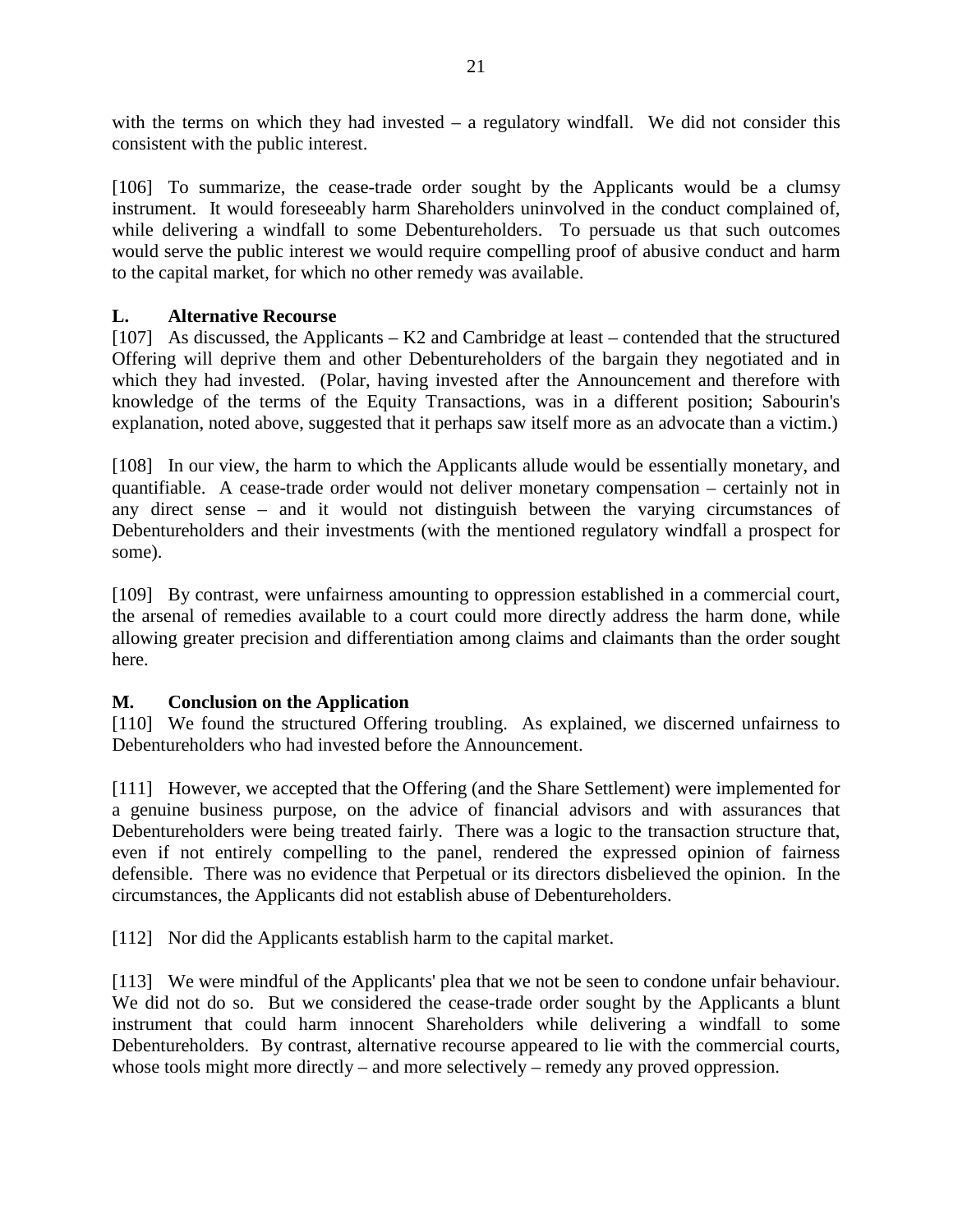with the terms on which they had invested – a regulatory windfall. We did not consider this consistent with the public interest.

[106] To summarize, the cease-trade order sought by the Applicants would be a clumsy instrument. It would foreseeably harm Shareholders uninvolved in the conduct complained of, while delivering a windfall to some Debentureholders. To persuade us that such outcomes would serve the public interest we would require compelling proof of abusive conduct and harm to the capital market, for which no other remedy was available.

### L. Alternative Recourse

[107] As discussed, the Applicants – K2 and Cambridge at least – contended that the structured Offering will deprive them and other Debentureholders of the bargain they negotiated and in which they had invested. (Polar, having invested after the Announcement and therefore with knowledge of the terms of the Equity Transactions, was in a different position; Sabourin's explanation, noted above, suggested that it perhaps saw itself more as an advocate than a victim.)

[108] In our view, the harm to which the Applicants allude would be essentially monetary, and quantifiable. A cease-trade order would not deliver monetary compensation – certainly not in any direct sense – and it would not distinguish between the varying circumstances of Debentureholders and their investments (with the mentioned regulatory windfall a prospect for some).

[109] By contrast, were unfairness amounting to oppression established in a commercial court, the arsenal of remedies available to a court could more directly address the harm done, while allowing greater precision and differentiation among claims and claimants than the order sought here.

### M. Conclusion on the Application

[110] We found the structured Offering troubling. As explained, we discerned unfairness to Debentureholders who had invested before the Announcement.

[111] However, we accepted that the Offering (and the Share Settlement) were implemented for a genuine business purpose, on the advice of financial advisors and with assurances that Debentureholders were being treated fairly. There was a logic to the transaction structure that, even if not entirely compelling to the panel, rendered the expressed opinion of fairness defensible. There was no evidence that Perpetual or its directors disbelieved the opinion. In the circumstances, the Applicants did not establish abuse of Debentureholders.

[112] Nor did the Applicants establish harm to the capital market.

[113] We were mindful of the Applicants' plea that we not be seen to condone unfair behaviour. We did not do so. But we considered the cease-trade order sought by the Applicants a blunt instrument that could harm innocent Shareholders while delivering a windfall to some Debentureholders. By contrast, alternative recourse appeared to lie with the commercial courts, whose tools might more directly – and more selectively – remedy any proved oppression.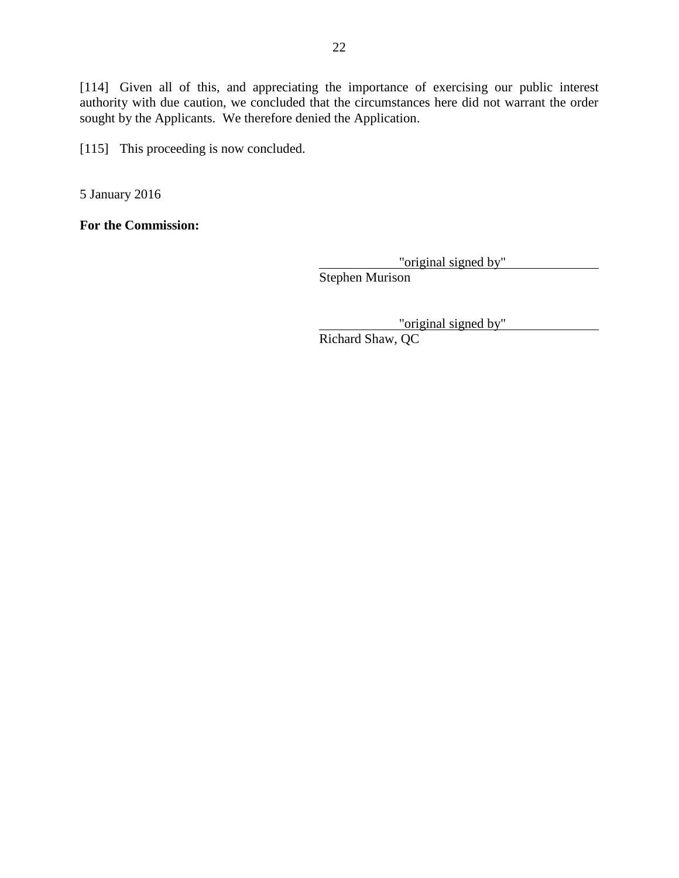[114] Given all of this, and appreciating the importance of exercising our public interest authority with due caution, we concluded that the circumstances here did not warrant the order sought by the Applicants. We therefore denied the Application.

[115] This proceeding is now concluded.

5 January 2016

**For the Commission:**

"original signed by"
Stephen Murison

"original signed by"
Richard Shaw, QC